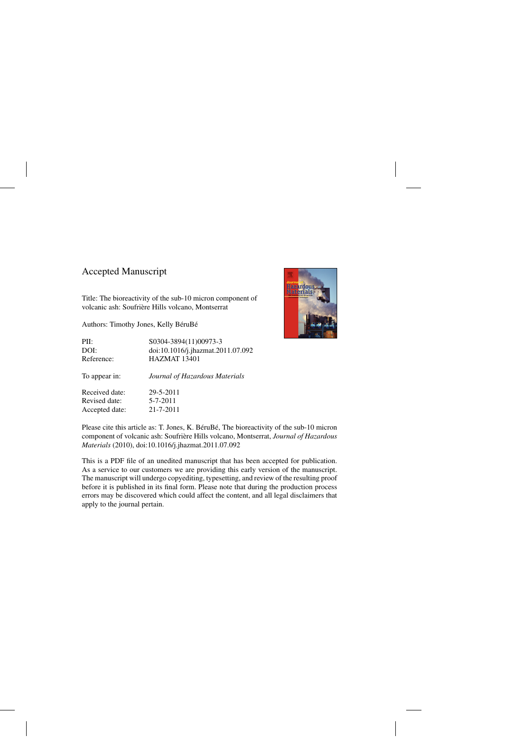# Accepted Manuscript

Title: The bioreactivity of the sub-10 micron component of volcanic ash: Soufrière Hills volcano, Montserrat

Authors: Timothy Jones, Kelly BéruBé

| | |
|---|---|
| PII: | S0304-3894(11)00973-3 |
| DOI: | doi:10.1016/j.jhazmat.2011.07.092 |
| Reference: | HAZMAT 13401 |
| To appear in: | *Journal of Hazardous Materials* |
| Received date: | 29-5-2011 |
| Revised date: | 5-7-2011 |
| Accepted date: | 21-7-2011 |

Please cite this article as: T. Jones, K. BéruBé, The bioreactivity of the sub-10 micron component of volcanic ash: Soufrière Hills volcano, Montserrat, *Journal of Hazardous Materials* (2010), doi:10.1016/j.jhazmat.2011.07.092

This is a PDF file of an unedited manuscript that has been accepted for publication. As a service to our customers we are providing this early version of the manuscript. The manuscript will undergo copyediting, typesetting, and review of the resulting proof before it is published in its final form. Please note that during the production process errors may be discovered which could affect the content, and all legal disclaimers that apply to the journal pertain.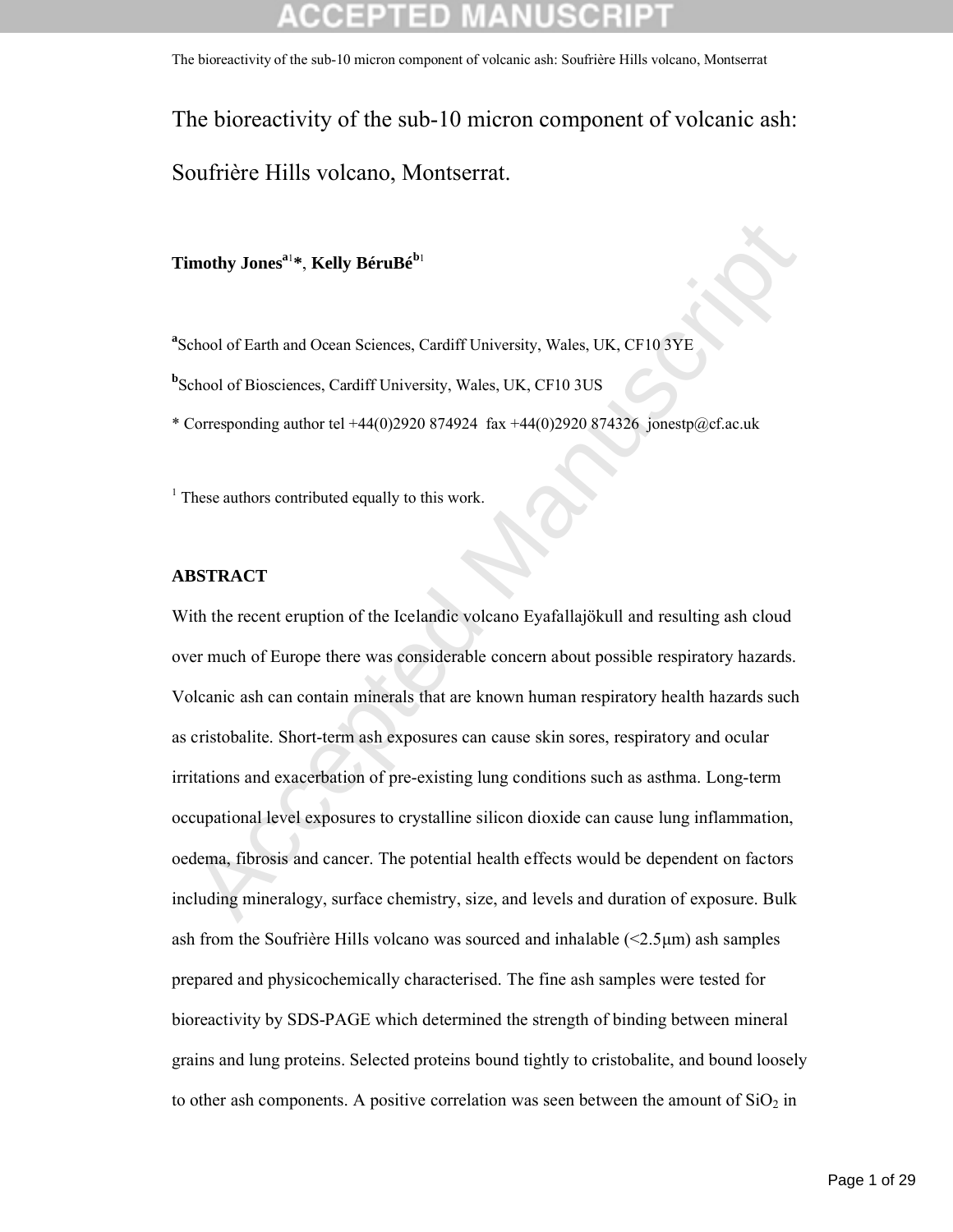# The bioreactivity of the sub-10 micron component of volcanic ash: Soufrière Hills volcano, Montserrat.

**Timothy Jones**[a1]*, **Kelly BéruBé**[b1]

[a]School of Earth and Ocean Sciences, Cardiff University, Wales, UK, CF10 3YE

[b]School of Biosciences, Cardiff University, Wales, UK, CF10 3US

* Corresponding author tel +44(0)2920 874924 fax +44(0)2920 874326 jonestp@cf.ac.uk

[1] These authors contributed equally to this work.

## ABSTRACT

With the recent eruption of the Icelandic volcano Eyafallajökull and resulting ash cloud over much of Europe there was considerable concern about possible respiratory hazards. Volcanic ash can contain minerals that are known human respiratory health hazards such as cristobalite. Short-term ash exposures can cause skin sores, respiratory and ocular irritations and exacerbation of pre-existing lung conditions such as asthma. Long-term occupational level exposures to crystalline silicon dioxide can cause lung inflammation, oedema, fibrosis and cancer. The potential health effects would be dependent on factors including mineralogy, surface chemistry, size, and levels and duration of exposure. Bulk ash from the Soufrière Hills volcano was sourced and inhalable (<2.5μm) ash samples prepared and physicochemically characterised. The fine ash samples were tested for bioreactivity by SDS-PAGE which determined the strength of binding between mineral grains and lung proteins. Selected proteins bound tightly to cristobalite, and bound loosely to other ash components. A positive correlation was seen between the amount of $SiO_2$ in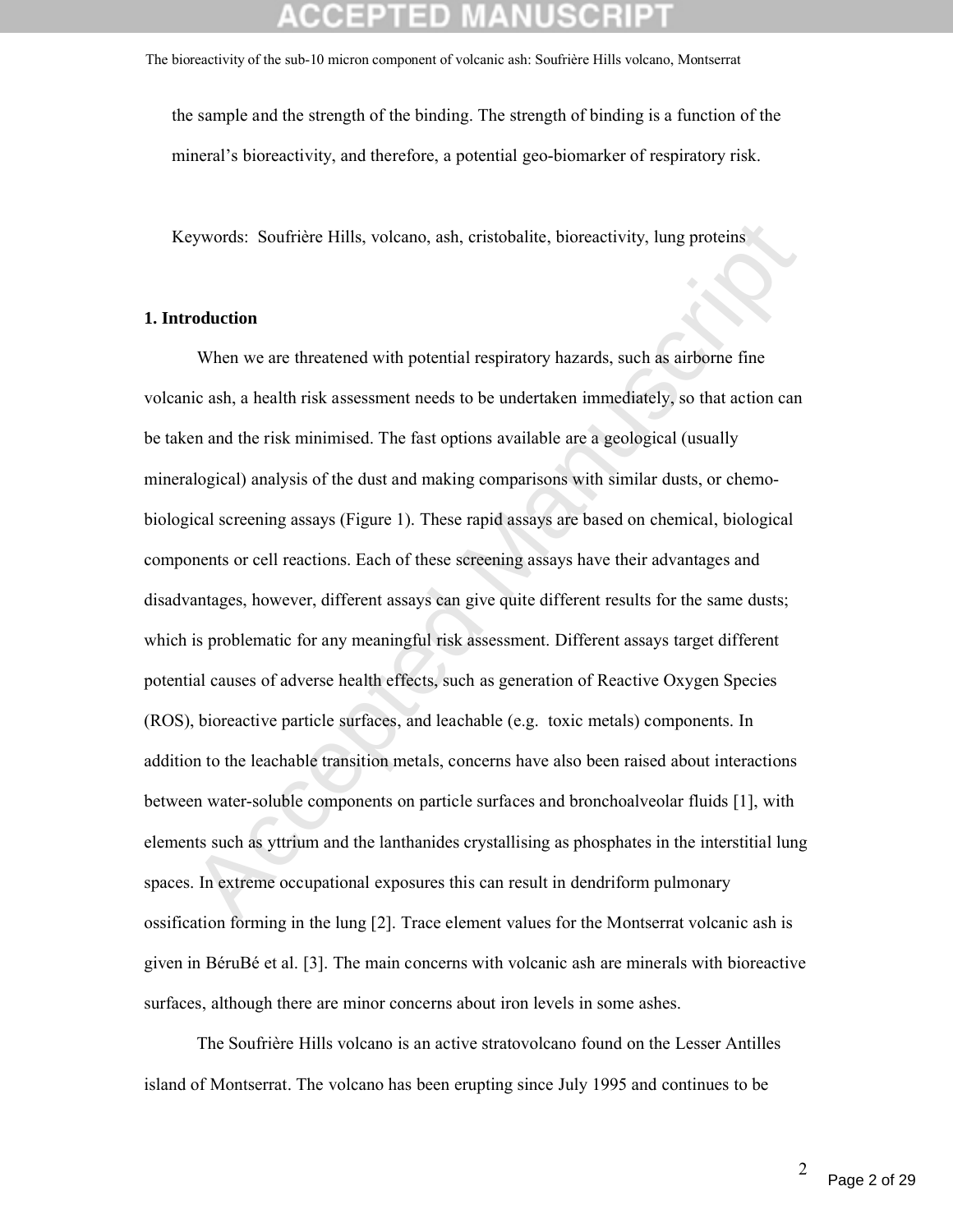the sample and the strength of the binding. The strength of binding is a function of the mineral's bioreactivity, and therefore, a potential geo-biomarker of respiratory risk.

Keywords: Soufrière Hills, volcano, ash, cristobalite, bioreactivity, lung proteins

## 1. Introduction

When we are threatened with potential respiratory hazards, such as airborne fine volcanic ash, a health risk assessment needs to be undertaken immediately, so that action can be taken and the risk minimised. The fast options available are a geological (usually mineralogical) analysis of the dust and making comparisons with similar dusts, or chemo-biological screening assays (Figure 1). These rapid assays are based on chemical, biological components or cell reactions. Each of these screening assays have their advantages and disadvantages, however, different assays can give quite different results for the same dusts; which is problematic for any meaningful risk assessment. Different assays target different potential causes of adverse health effects, such as generation of Reactive Oxygen Species (ROS), bioreactive particle surfaces, and leachable (e.g. toxic metals) components. In addition to the leachable transition metals, concerns have also been raised about interactions between water-soluble components on particle surfaces and bronchoalveolar fluids [1], with elements such as yttrium and the lanthanides crystallising as phosphates in the interstitial lung spaces. In extreme occupational exposures this can result in dendriform pulmonary ossification forming in the lung [2]. Trace element values for the Montserrat volcanic ash is given in BéruBé et al. [3]. The main concerns with volcanic ash are minerals with bioreactive surfaces, although there are minor concerns about iron levels in some ashes.

The Soufrière Hills volcano is an active stratovolcano found on the Lesser Antilles island of Montserrat. The volcano has been erupting since July 1995 and continues to be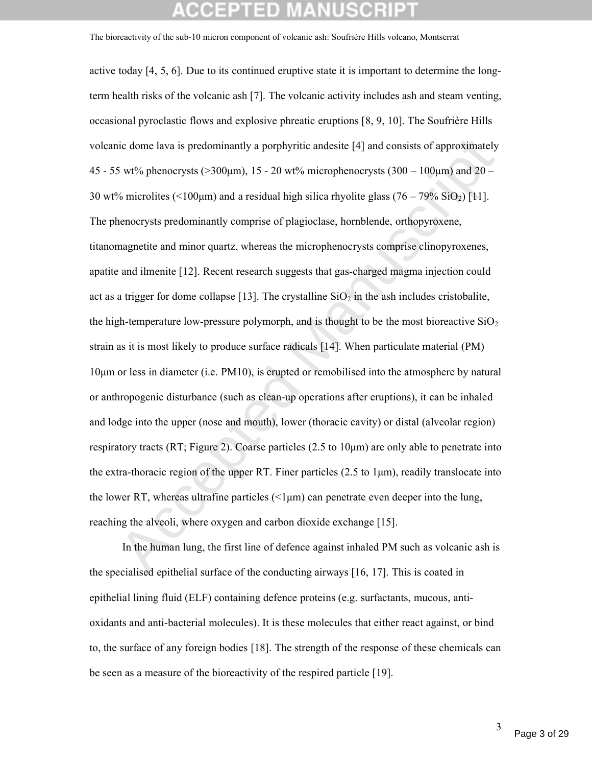active today [4, 5, 6]. Due to its continued eruptive state it is important to determine the long-term health risks of the volcanic ash [7]. The volcanic activity includes ash and steam venting, occasional pyroclastic flows and explosive phreatic eruptions [8, 9, 10]. The Soufrière Hills volcanic dome lava is predominantly a porphyritic andesite [4] and consists of approximately 45 - 55 wt% phenocrysts (>300μm), 15 - 20 wt% microphenocrysts (300 – 100μm) and 20 – 30 wt% microlites (<100μm) and a residual high silica rhyolite glass (76 – 79% $SiO_2$) [11]. The phenocrysts predominantly comprise of plagioclase, hornblende, orthopyroxene, titanomagnetite and minor quartz, whereas the microphenocrysts comprise clinopyroxenes, apatite and ilmenite [12]. Recent research suggests that gas-charged magma injection could act as a trigger for dome collapse [13]. The crystalline $SiO_2$ in the ash includes cristobalite, the high-temperature low-pressure polymorph, and is thought to be the most bioreactive $SiO_2$ strain as it is most likely to produce surface radicals [14]. When particulate material (PM) 10μm or less in diameter (i.e. PM10), is erupted or remobilised into the atmosphere by natural or anthropogenic disturbance (such as clean-up operations after eruptions), it can be inhaled and lodge into the upper (nose and mouth), lower (thoracic cavity) or distal (alveolar region) respiratory tracts (RT; Figure 2). Coarse particles (2.5 to 10μm) are only able to penetrate into the extra-thoracic region of the upper RT. Finer particles (2.5 to 1μm), readily translocate into the lower RT, whereas ultrafine particles (<1μm) can penetrate even deeper into the lung, reaching the alveoli, where oxygen and carbon dioxide exchange [15].

In the human lung, the first line of defence against inhaled PM such as volcanic ash is the specialised epithelial surface of the conducting airways [16, 17]. This is coated in epithelial lining fluid (ELF) containing defence proteins (e.g. surfactants, mucous, anti-oxidants and anti-bacterial molecules). It is these molecules that either react against, or bind to, the surface of any foreign bodies [18]. The strength of the response of these chemicals can be seen as a measure of the bioreactivity of the respired particle [19].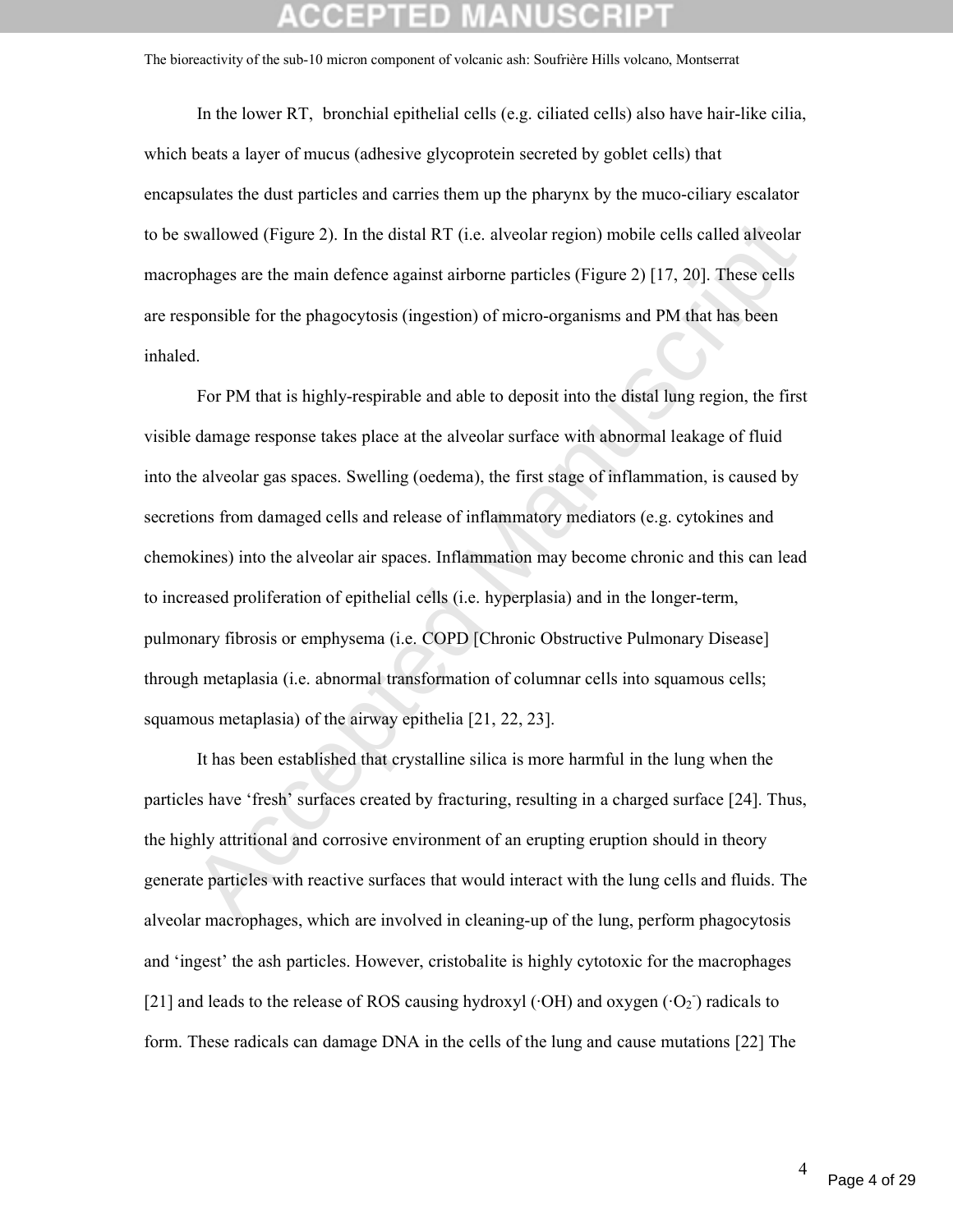In the lower RT, bronchial epithelial cells (e.g. ciliated cells) also have hair-like cilia, which beats a layer of mucus (adhesive glycoprotein secreted by goblet cells) that encapsulates the dust particles and carries them up the pharynx by the muco-ciliary escalator to be swallowed (Figure 2). In the distal RT (i.e. alveolar region) mobile cells called alveolar macrophages are the main defence against airborne particles (Figure 2) [17, 20]. These cells are responsible for the phagocytosis (ingestion) of micro-organisms and PM that has been inhaled.

For PM that is highly-respirable and able to deposit into the distal lung region, the first visible damage response takes place at the alveolar surface with abnormal leakage of fluid into the alveolar gas spaces. Swelling (oedema), the first stage of inflammation, is caused by secretions from damaged cells and release of inflammatory mediators (e.g. cytokines and chemokines) into the alveolar air spaces. Inflammation may become chronic and this can lead to increased proliferation of epithelial cells (i.e. hyperplasia) and in the longer-term, pulmonary fibrosis or emphysema (i.e. COPD [Chronic Obstructive Pulmonary Disease] through metaplasia (i.e. abnormal transformation of columnar cells into squamous cells; squamous metaplasia) of the airway epithelia [21, 22, 23].

It has been established that crystalline silica is more harmful in the lung when the particles have 'fresh' surfaces created by fracturing, resulting in a charged surface [24]. Thus, the highly attritional and corrosive environment of an erupting eruption should in theory generate particles with reactive surfaces that would interact with the lung cells and fluids. The alveolar macrophages, which are involved in cleaning-up of the lung, perform phagocytosis and 'ingest' the ash particles. However, cristobalite is highly cytotoxic for the macrophages [21] and leads to the release of ROS causing hydroxyl ($\cdot OH$) and oxygen ($\cdot O_2^-$) radicals to form. These radicals can damage DNA in the cells of the lung and cause mutations [22] The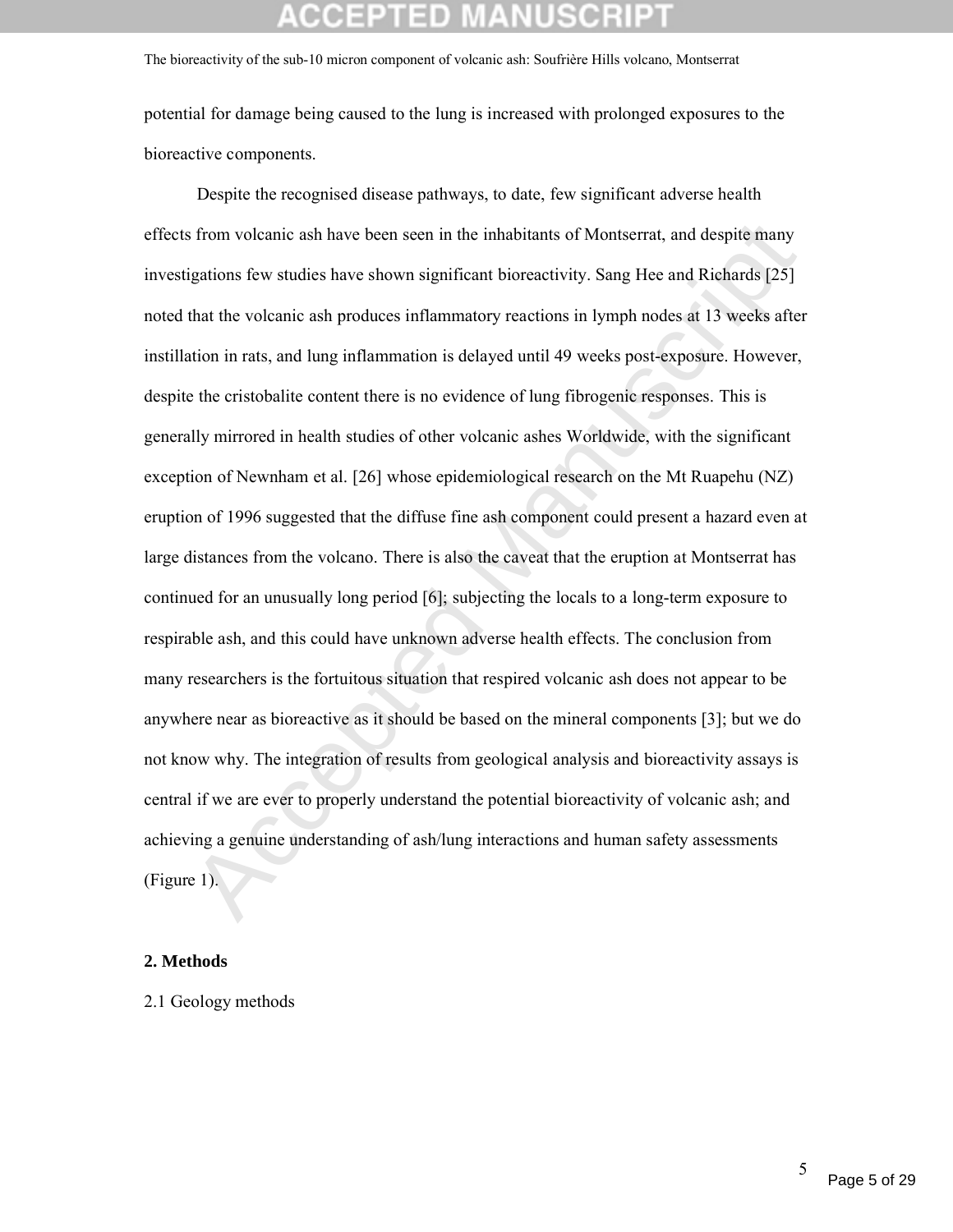potential for damage being caused to the lung is increased with prolonged exposures to the bioreactive components.

Despite the recognised disease pathways, to date, few significant adverse health effects from volcanic ash have been seen in the inhabitants of Montserrat, and despite many investigations few studies have shown significant bioreactivity. Sang Hee and Richards [25] noted that the volcanic ash produces inflammatory reactions in lymph nodes at 13 weeks after instillation in rats, and lung inflammation is delayed until 49 weeks post-exposure. However, despite the cristobalite content there is no evidence of lung fibrogenic responses. This is generally mirrored in health studies of other volcanic ashes Worldwide, with the significant exception of Newnham et al. [26] whose epidemiological research on the Mt Ruapehu (NZ) eruption of 1996 suggested that the diffuse fine ash component could present a hazard even at large distances from the volcano. There is also the caveat that the eruption at Montserrat has continued for an unusually long period [6]; subjecting the locals to a long-term exposure to respirable ash, and this could have unknown adverse health effects. The conclusion from many researchers is the fortuitous situation that respired volcanic ash does not appear to be anywhere near as bioreactive as it should be based on the mineral components [3]; but we do not know why. The integration of results from geological analysis and bioreactivity assays is central if we are ever to properly understand the potential bioreactivity of volcanic ash; and achieving a genuine understanding of ash/lung interactions and human safety assessments (Figure 1).

## 2. Methods

2.1 Geology methods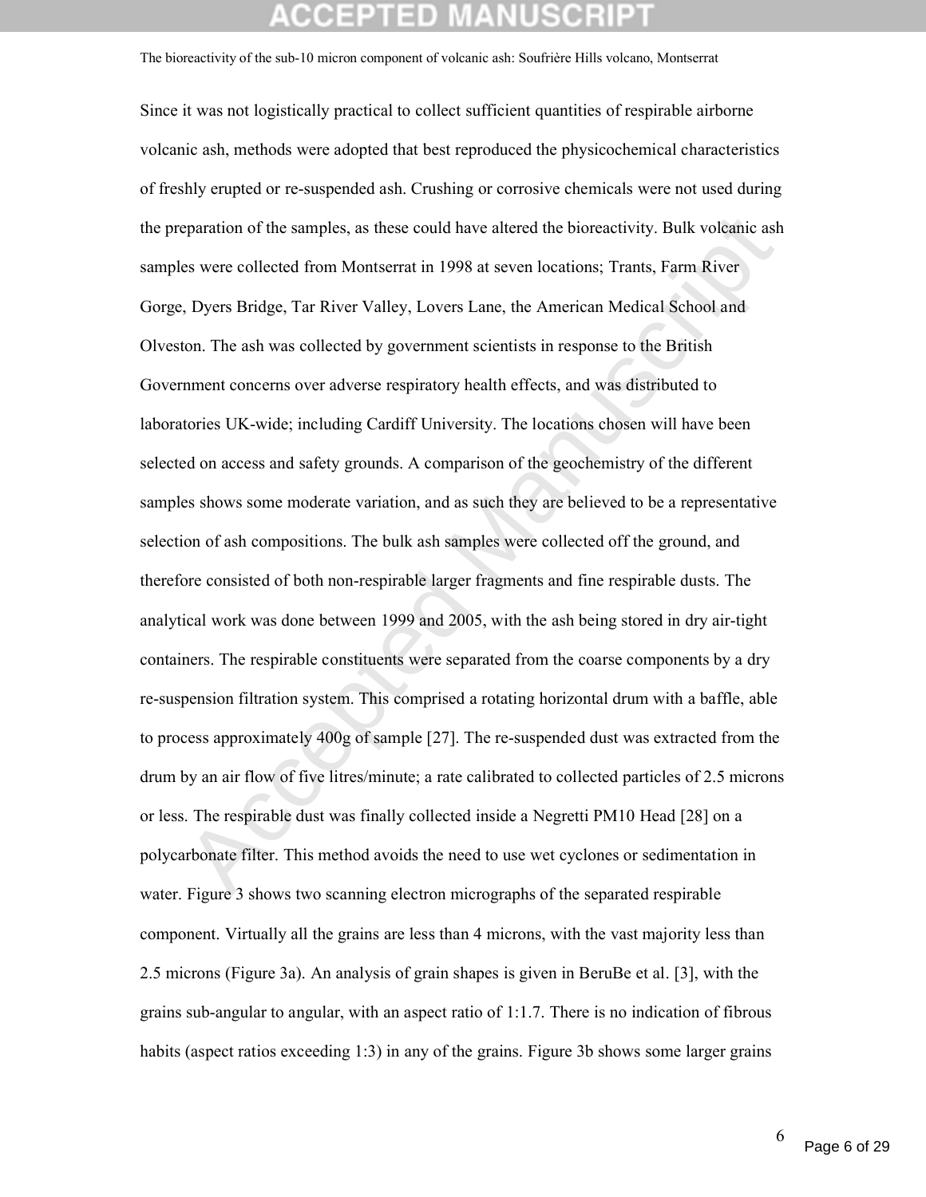Since it was not logistically practical to collect sufficient quantities of respirable airborne volcanic ash, methods were adopted that best reproduced the physicochemical characteristics of freshly erupted or re-suspended ash. Crushing or corrosive chemicals were not used during the preparation of the samples, as these could have altered the bioreactivity. Bulk volcanic ash samples were collected from Montserrat in 1998 at seven locations; Trants, Farm River Gorge, Dyers Bridge, Tar River Valley, Lovers Lane, the American Medical School and Olveston. The ash was collected by government scientists in response to the British Government concerns over adverse respiratory health effects, and was distributed to laboratories UK-wide; including Cardiff University. The locations chosen will have been selected on access and safety grounds. A comparison of the geochemistry of the different samples shows some moderate variation, and as such they are believed to be a representative selection of ash compositions. The bulk ash samples were collected off the ground, and therefore consisted of both non-respirable larger fragments and fine respirable dusts. The analytical work was done between 1999 and 2005, with the ash being stored in dry air-tight containers. The respirable constituents were separated from the coarse components by a dry re-suspension filtration system. This comprised a rotating horizontal drum with a baffle, able to process approximately 400g of sample [27]. The re-suspended dust was extracted from the drum by an air flow of five litres/minute; a rate calibrated to collected particles of 2.5 microns or less. The respirable dust was finally collected inside a Negretti PM10 Head [28] on a polycarbonate filter. This method avoids the need to use wet cyclones or sedimentation in water. Figure 3 shows two scanning electron micrographs of the separated respirable component. Virtually all the grains are less than 4 microns, with the vast majority less than 2.5 microns (Figure 3a). An analysis of grain shapes is given in BeruBe et al. [3], with the grains sub-angular to angular, with an aspect ratio of 1:1.7. There is no indication of fibrous habits (aspect ratios exceeding 1:3) in any of the grains. Figure 3b shows some larger grains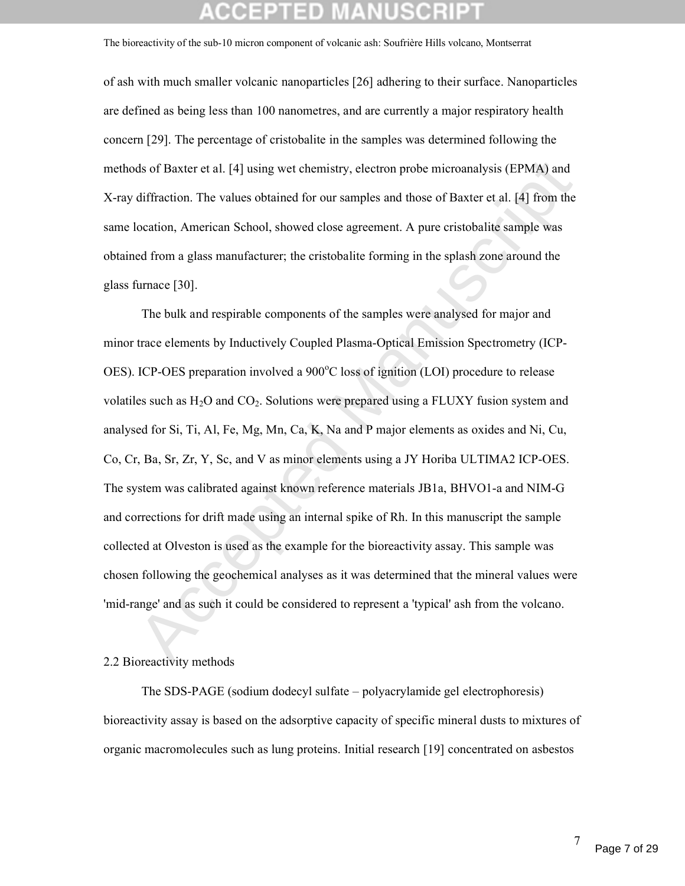of ash with much smaller volcanic nanoparticles [26] adhering to their surface. Nanoparticles are defined as being less than 100 nanometres, and are currently a major respiratory health concern [29]. The percentage of cristobalite in the samples was determined following the methods of Baxter et al. [4] using wet chemistry, electron probe microanalysis (EPMA) and X-ray diffraction. The values obtained for our samples and those of Baxter et al. [4] from the same location, American School, showed close agreement. A pure cristobalite sample was obtained from a glass manufacturer; the cristobalite forming in the splash zone around the glass furnace [30].

The bulk and respirable components of the samples were analysed for major and minor trace elements by Inductively Coupled Plasma-Optical Emission Spectrometry (ICP-OES). ICP-OES preparation involved a 900$^{o}$C loss of ignition (LOI) procedure to release volatiles such as $H_2O$ and $CO_2$. Solutions were prepared using a FLUXY fusion system and analysed for Si, Ti, Al, Fe, Mg, Mn, Ca, K, Na and P major elements as oxides and Ni, Cu, Co, Cr, Ba, Sr, Zr, Y, Sc, and V as minor elements using a JY Horiba ULTIMA2 ICP-OES. The system was calibrated against known reference materials JB1a, BHVO1-a and NIM-G and corrections for drift made using an internal spike of Rh. In this manuscript the sample collected at Olveston is used as the example for the bioreactivity assay. This sample was chosen following the geochemical analyses as it was determined that the mineral values were 'mid-range' and as such it could be considered to represent a 'typical' ash from the volcano.

## 2.2 Bioreactivity methods

The SDS-PAGE (sodium dodecyl sulfate – polyacrylamide gel electrophoresis) bioreactivity assay is based on the adsorptive capacity of specific mineral dusts to mixtures of organic macromolecules such as lung proteins. Initial research [19] concentrated on asbestos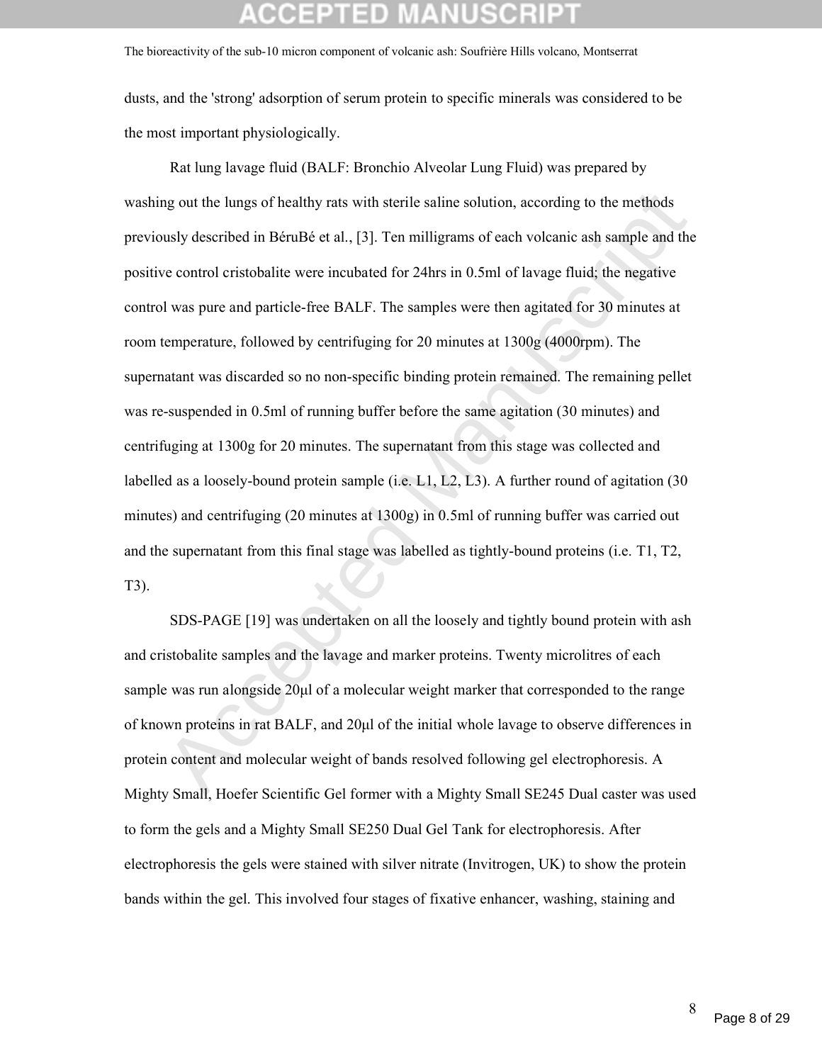dusts, and the 'strong' adsorption of serum protein to specific minerals was considered to be the most important physiologically.

Rat lung lavage fluid (BALF: Bronchio Alveolar Lung Fluid) was prepared by washing out the lungs of healthy rats with sterile saline solution, according to the methods previously described in BéruBé et al., [3]. Ten milligrams of each volcanic ash sample and the positive control cristobalite were incubated for 24hrs in 0.5ml of lavage fluid; the negative control was pure and particle-free BALF. The samples were then agitated for 30 minutes at room temperature, followed by centrifuging for 20 minutes at 1300g (4000rpm). The supernatant was discarded so no non-specific binding protein remained. The remaining pellet was re-suspended in 0.5ml of running buffer before the same agitation (30 minutes) and centrifuging at 1300g for 20 minutes. The supernatant from this stage was collected and labelled as a loosely-bound protein sample (i.e. L1, L2, L3). A further round of agitation (30 minutes) and centrifuging (20 minutes at 1300g) in 0.5ml of running buffer was carried out and the supernatant from this final stage was labelled as tightly-bound proteins (i.e. T1, T2, T3).

SDS-PAGE [19] was undertaken on all the loosely and tightly bound protein with ash and cristobalite samples and the lavage and marker proteins. Twenty microlitres of each sample was run alongside 20μl of a molecular weight marker that corresponded to the range of known proteins in rat BALF, and 20μl of the initial whole lavage to observe differences in protein content and molecular weight of bands resolved following gel electrophoresis. A Mighty Small, Hoefer Scientific Gel former with a Mighty Small SE245 Dual caster was used to form the gels and a Mighty Small SE250 Dual Gel Tank for electrophoresis. After electrophoresis the gels were stained with silver nitrate (Invitrogen, UK) to show the protein bands within the gel. This involved four stages of fixative enhancer, washing, staining and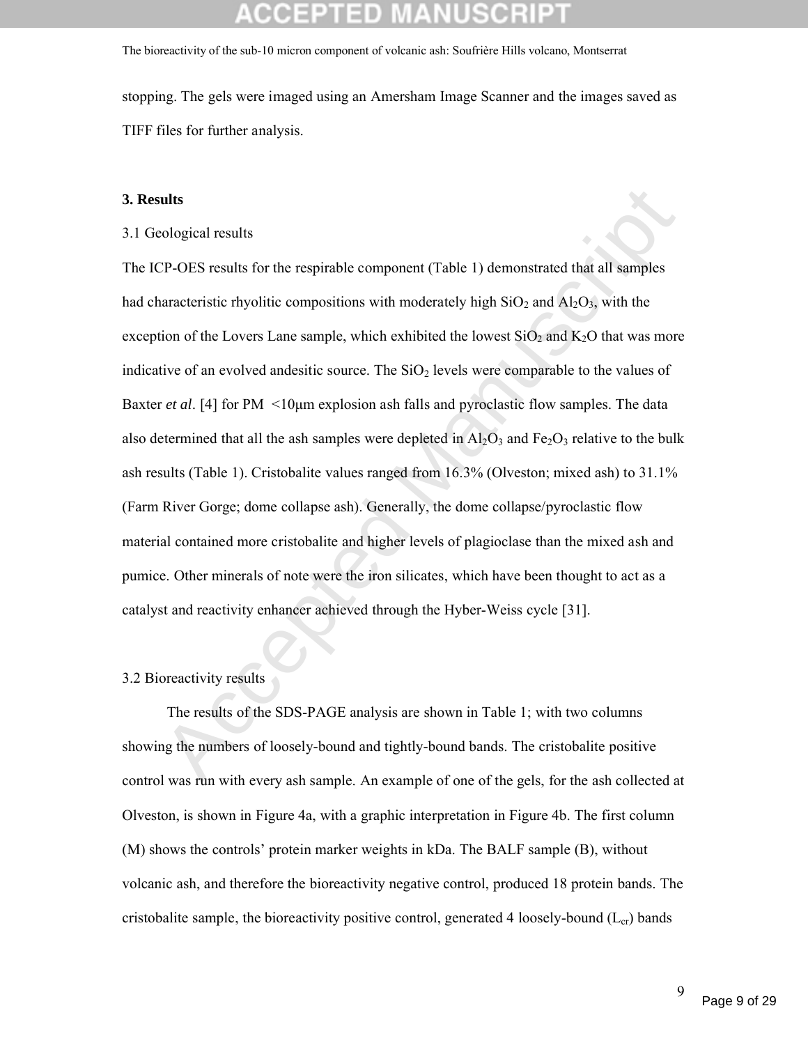stopping. The gels were imaged using an Amersham Image Scanner and the images saved as TIFF files for further analysis.

## 3. Results

### 3.1 Geological results

The ICP-OES results for the respirable component (Table 1) demonstrated that all samples had characteristic rhyolitic compositions with moderately high $SiO_2$ and $Al_2O_3$, with the exception of the Lovers Lane sample, which exhibited the lowest $SiO_2$ and $K_2O$ that was more indicative of an evolved andesitic source. The $SiO_2$ levels were comparable to the values of Baxter *et al*. [4] for PM <10μm explosion ash falls and pyroclastic flow samples. The data also determined that all the ash samples were depleted in $Al_2O_3$ and $Fe_2O_3$ relative to the bulk ash results (Table 1). Cristobalite values ranged from 16.3% (Olveston; mixed ash) to 31.1% (Farm River Gorge; dome collapse ash). Generally, the dome collapse/pyroclastic flow material contained more cristobalite and higher levels of plagioclase than the mixed ash and pumice. Other minerals of note were the iron silicates, which have been thought to act as a catalyst and reactivity enhancer achieved through the Hyber-Weiss cycle [31].

### 3.2 Bioreactivity results

The results of the SDS-PAGE analysis are shown in Table 1; with two columns showing the numbers of loosely-bound and tightly-bound bands. The cristobalite positive control was run with every ash sample. An example of one of the gels, for the ash collected at Olveston, is shown in Figure 4a, with a graphic interpretation in Figure 4b. The first column (M) shows the controls' protein marker weights in kDa. The BALF sample (B), without volcanic ash, and therefore the bioreactivity negative control, produced 18 protein bands. The cristobalite sample, the bioreactivity positive control, generated 4 loosely-bound ($L_{cr}$) bands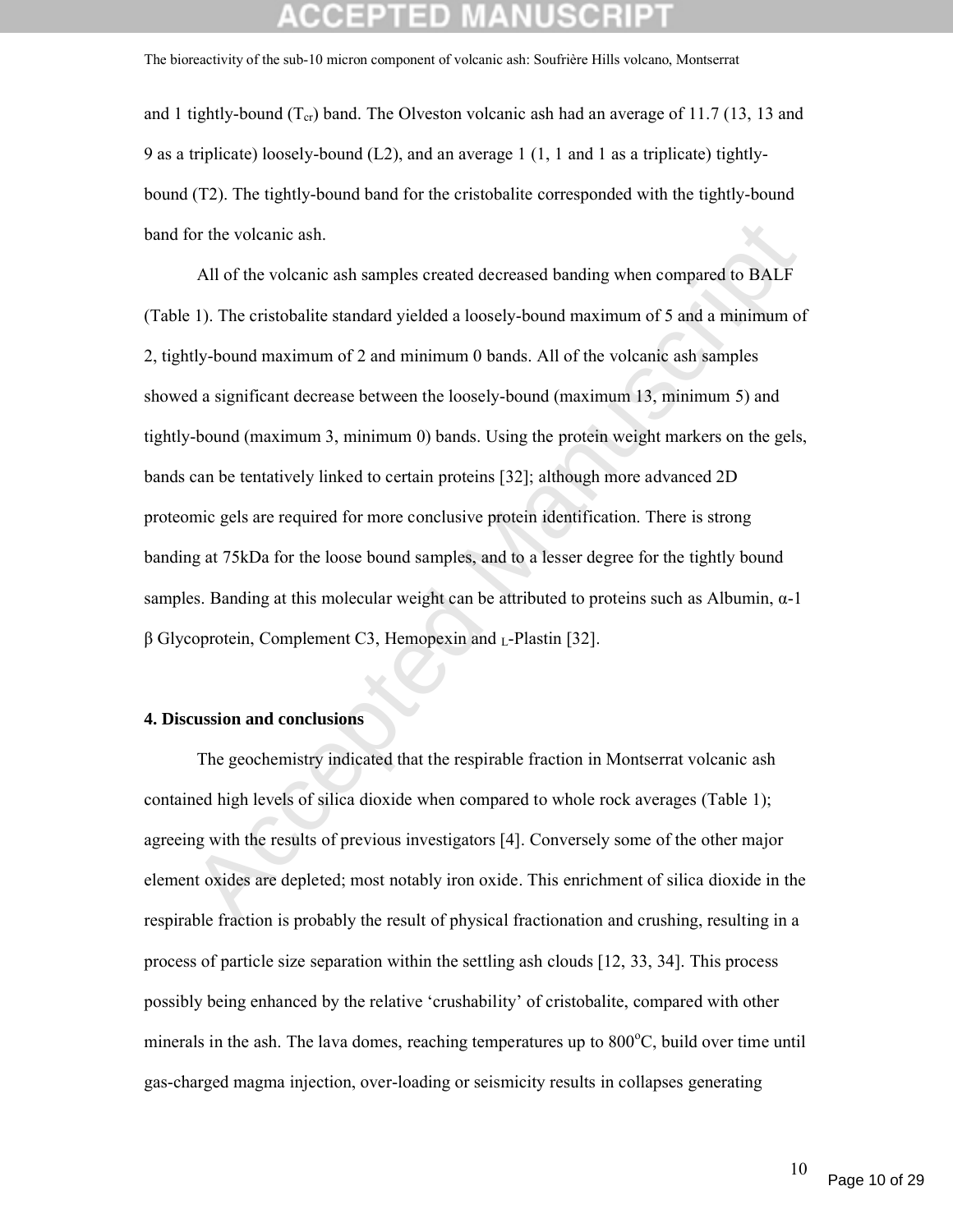and 1 tightly-bound ($T_{cr}$) band. The Olveston volcanic ash had an average of 11.7 (13, 13 and 9 as a triplicate) loosely-bound (L2), and an average 1 (1, 1 and 1 as a triplicate) tightly-bound (T2). The tightly-bound band for the cristobalite corresponded with the tightly-bound band for the volcanic ash.

All of the volcanic ash samples created decreased banding when compared to BALF (Table 1). The cristobalite standard yielded a loosely-bound maximum of 5 and a minimum of 2, tightly-bound maximum of 2 and minimum 0 bands. All of the volcanic ash samples showed a significant decrease between the loosely-bound (maximum 13, minimum 5) and tightly-bound (maximum 3, minimum 0) bands. Using the protein weight markers on the gels, bands can be tentatively linked to certain proteins [32]; although more advanced 2D proteomic gels are required for more conclusive protein identification. There is strong banding at 75kDa for the loose bound samples, and to a lesser degree for the tightly bound samples. Banding at this molecular weight can be attributed to proteins such as Albumin, α-1 β Glycoprotein, Complement C3, Hemopexin and $_L$-Plastin [32].

## 4. Discussion and conclusions

The geochemistry indicated that the respirable fraction in Montserrat volcanic ash contained high levels of silica dioxide when compared to whole rock averages (Table 1); agreeing with the results of previous investigators [4]. Conversely some of the other major element oxides are depleted; most notably iron oxide. This enrichment of silica dioxide in the respirable fraction is probably the result of physical fractionation and crushing, resulting in a process of particle size separation within the settling ash clouds [12, 33, 34]. This process possibly being enhanced by the relative 'crushability' of cristobalite, compared with other minerals in the ash. The lava domes, reaching temperatures up to 800$^{o}$C, build over time until gas-charged magma injection, over-loading or seismicity results in collapses generating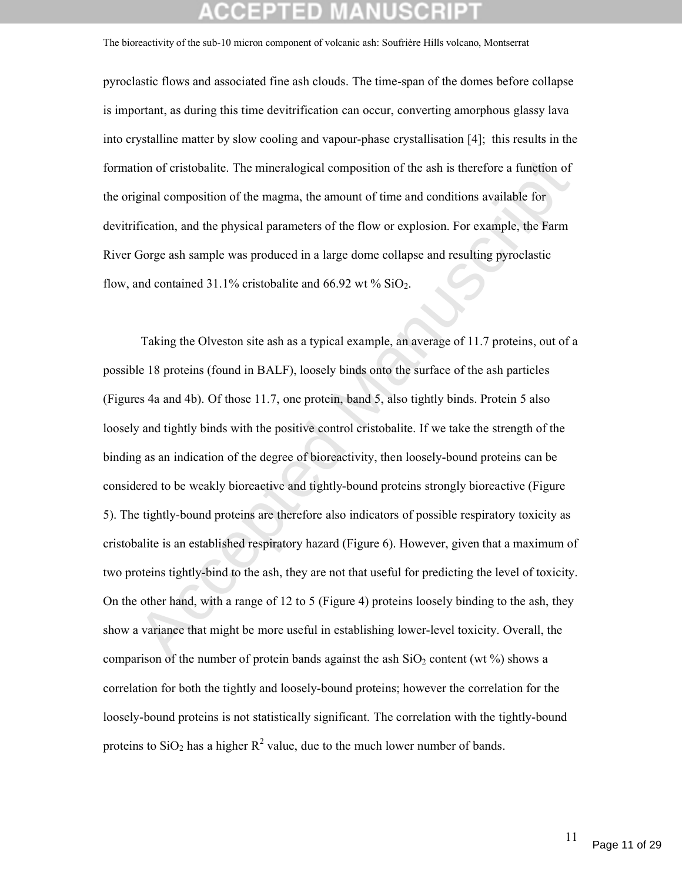pyroclastic flows and associated fine ash clouds. The time-span of the domes before collapse is important, as during this time devitrification can occur, converting amorphous glassy lava into crystalline matter by slow cooling and vapour-phase crystallisation [4]; this results in the formation of cristobalite. The mineralogical composition of the ash is therefore a function of the original composition of the magma, the amount of time and conditions available for devitrification, and the physical parameters of the flow or explosion. For example, the Farm River Gorge ash sample was produced in a large dome collapse and resulting pyroclastic flow, and contained 31.1% cristobalite and 66.92 wt % $SiO_2$.

Taking the Olveston site ash as a typical example, an average of 11.7 proteins, out of a possible 18 proteins (found in BALF), loosely binds onto the surface of the ash particles (Figures 4a and 4b). Of those 11.7, one protein, band 5, also tightly binds. Protein 5 also loosely and tightly binds with the positive control cristobalite. If we take the strength of the binding as an indication of the degree of bioreactivity, then loosely-bound proteins can be considered to be weakly bioreactive and tightly-bound proteins strongly bioreactive (Figure 5). The tightly-bound proteins are therefore also indicators of possible respiratory toxicity as cristobalite is an established respiratory hazard (Figure 6). However, given that a maximum of two proteins tightly-bind to the ash, they are not that useful for predicting the level of toxicity. On the other hand, with a range of 12 to 5 (Figure 4) proteins loosely binding to the ash, they show a variance that might be more useful in establishing lower-level toxicity. Overall, the comparison of the number of protein bands against the ash $SiO_2$ content (wt %) shows a correlation for both the tightly and loosely-bound proteins; however the correlation for the loosely-bound proteins is not statistically significant. The correlation with the tightly-bound proteins to $SiO_2$ has a higher $R^2$ value, due to the much lower number of bands.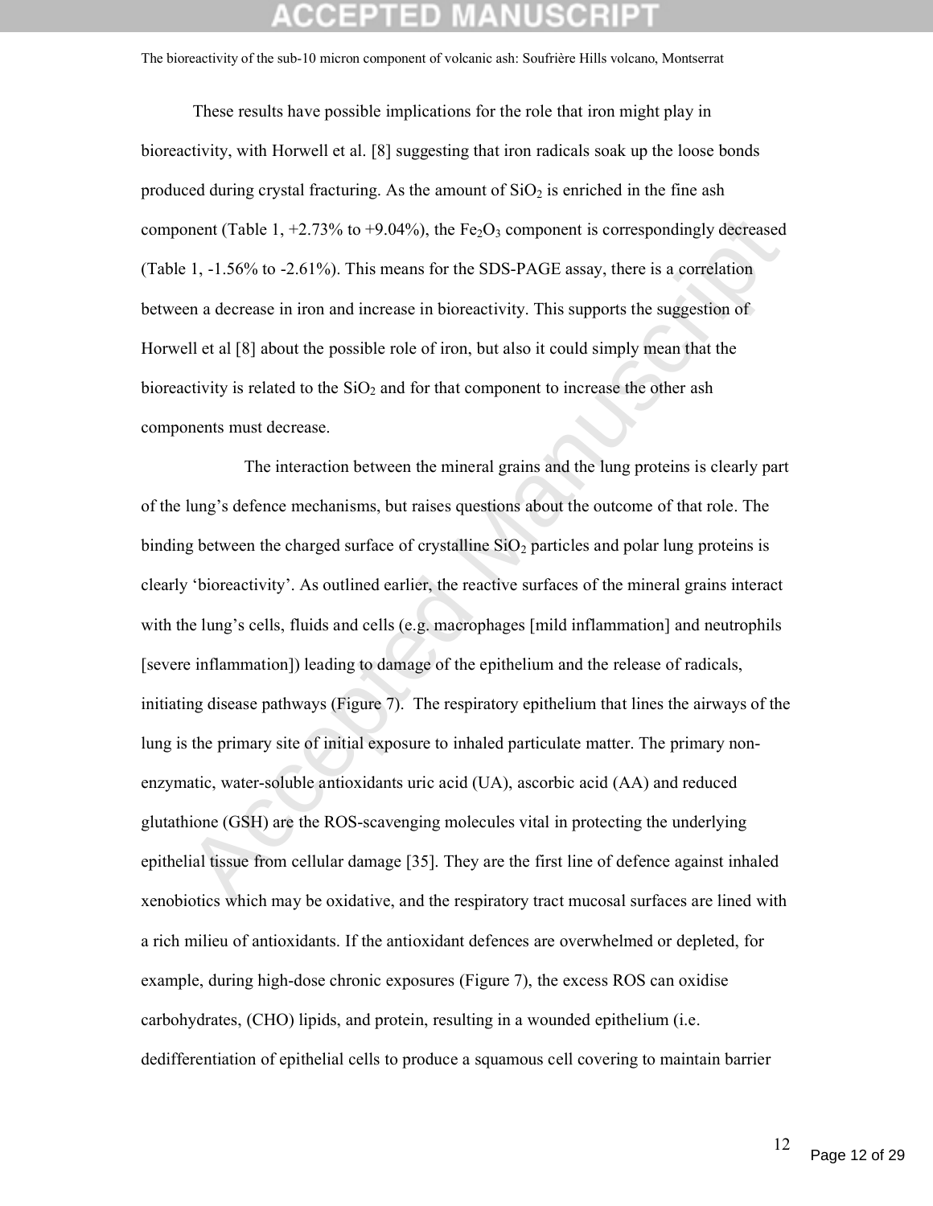These results have possible implications for the role that iron might play in bioreactivity, with Horwell et al. [8] suggesting that iron radicals soak up the loose bonds produced during crystal fracturing. As the amount of $SiO_2$ is enriched in the fine ash component (Table 1, +2.73% to +9.04%), the $Fe_2O_3$ component is correspondingly decreased (Table 1, -1.56% to -2.61%). This means for the SDS-PAGE assay, there is a correlation between a decrease in iron and increase in bioreactivity. This supports the suggestion of Horwell et al [8] about the possible role of iron, but also it could simply mean that the bioreactivity is related to the $SiO_2$ and for that component to increase the other ash components must decrease.

The interaction between the mineral grains and the lung proteins is clearly part of the lung's defence mechanisms, but raises questions about the outcome of that role. The binding between the charged surface of crystalline $SiO_2$ particles and polar lung proteins is clearly 'bioreactivity'. As outlined earlier, the reactive surfaces of the mineral grains interact with the lung's cells, fluids and cells (e.g. macrophages [mild inflammation] and neutrophils [severe inflammation]) leading to damage of the epithelium and the release of radicals, initiating disease pathways (Figure 7). The respiratory epithelium that lines the airways of the lung is the primary site of initial exposure to inhaled particulate matter. The primary non-enzymatic, water-soluble antioxidants uric acid (UA), ascorbic acid (AA) and reduced glutathione (GSH) are the ROS-scavenging molecules vital in protecting the underlying epithelial tissue from cellular damage [35]. They are the first line of defence against inhaled xenobiotics which may be oxidative, and the respiratory tract mucosal surfaces are lined with a rich milieu of antioxidants. If the antioxidant defences are overwhelmed or depleted, for example, during high-dose chronic exposures (Figure 7), the excess ROS can oxidise carbohydrates, (CHO) lipids, and protein, resulting in a wounded epithelium (i.e. dedifferentiation of epithelial cells to produce a squamous cell covering to maintain barrier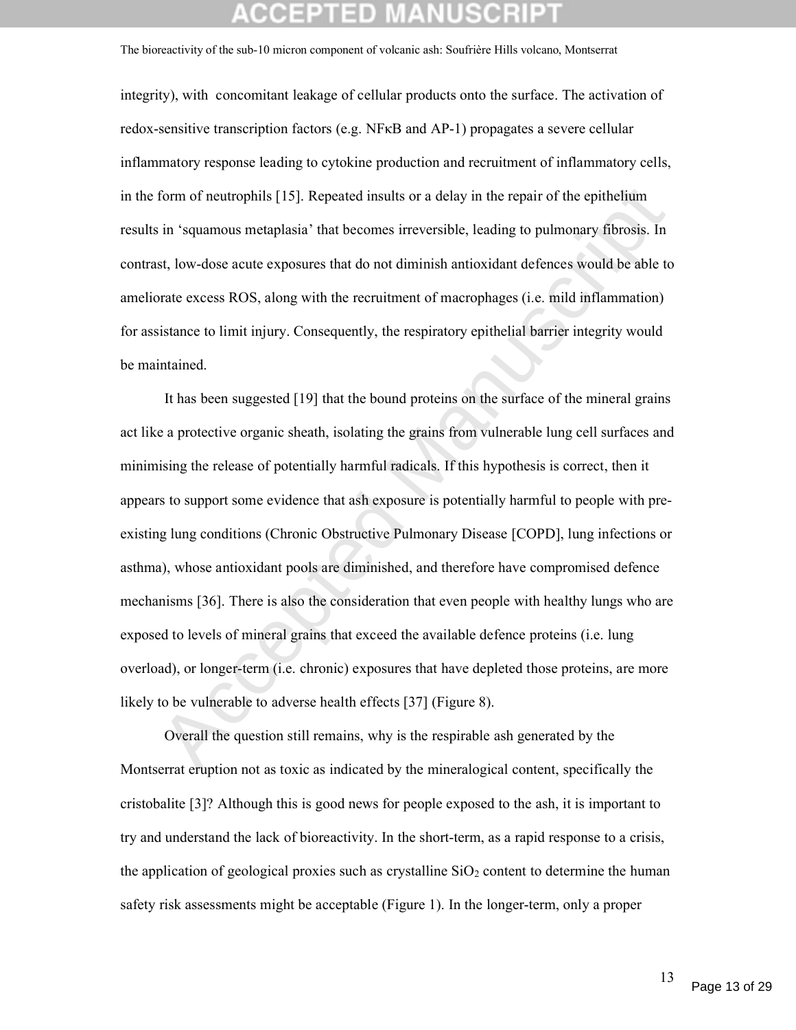integrity), with concomitant leakage of cellular products onto the surface. The activation of redox-sensitive transcription factors (e.g. NFκB and AP-1) propagates a severe cellular inflammatory response leading to cytokine production and recruitment of inflammatory cells, in the form of neutrophils [15]. Repeated insults or a delay in the repair of the epithelium results in 'squamous metaplasia' that becomes irreversible, leading to pulmonary fibrosis. In contrast, low-dose acute exposures that do not diminish antioxidant defences would be able to ameliorate excess ROS, along with the recruitment of macrophages (i.e. mild inflammation) for assistance to limit injury. Consequently, the respiratory epithelial barrier integrity would be maintained.

It has been suggested [19] that the bound proteins on the surface of the mineral grains act like a protective organic sheath, isolating the grains from vulnerable lung cell surfaces and minimising the release of potentially harmful radicals. If this hypothesis is correct, then it appears to support some evidence that ash exposure is potentially harmful to people with pre-existing lung conditions (Chronic Obstructive Pulmonary Disease [COPD], lung infections or asthma), whose antioxidant pools are diminished, and therefore have compromised defence mechanisms [36]. There is also the consideration that even people with healthy lungs who are exposed to levels of mineral grains that exceed the available defence proteins (i.e. lung overload), or longer-term (i.e. chronic) exposures that have depleted those proteins, are more likely to be vulnerable to adverse health effects [37] (Figure 8).

Overall the question still remains, why is the respirable ash generated by the Montserrat eruption not as toxic as indicated by the mineralogical content, specifically the cristobalite [3]? Although this is good news for people exposed to the ash, it is important to try and understand the lack of bioreactivity. In the short-term, as a rapid response to a crisis, the application of geological proxies such as crystalline $SiO_2$ content to determine the human safety risk assessments might be acceptable (Figure 1). In the longer-term, only a proper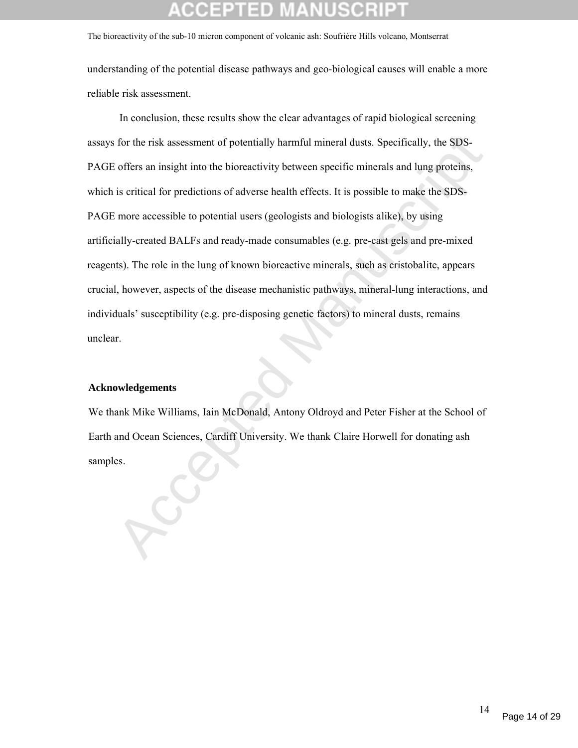understanding of the potential disease pathways and geo-biological causes will enable a more reliable risk assessment.

In conclusion, these results show the clear advantages of rapid biological screening assays for the risk assessment of potentially harmful mineral dusts. Specifically, the SDS-PAGE offers an insight into the bioreactivity between specific minerals and lung proteins, which is critical for predictions of adverse health effects. It is possible to make the SDS-PAGE more accessible to potential users (geologists and biologists alike), by using artificially-created BALFs and ready-made consumables (e.g. pre-cast gels and pre-mixed reagents). The role in the lung of known bioreactive minerals, such as cristobalite, appears crucial, however, aspects of the disease mechanistic pathways, mineral-lung interactions, and individuals' susceptibility (e.g. pre-disposing genetic factors) to mineral dusts, remains unclear.

## Acknowledgements

We thank Mike Williams, Iain McDonald, Antony Oldroyd and Peter Fisher at the School of Earth and Ocean Sciences, Cardiff University. We thank Claire Horwell for donating ash samples.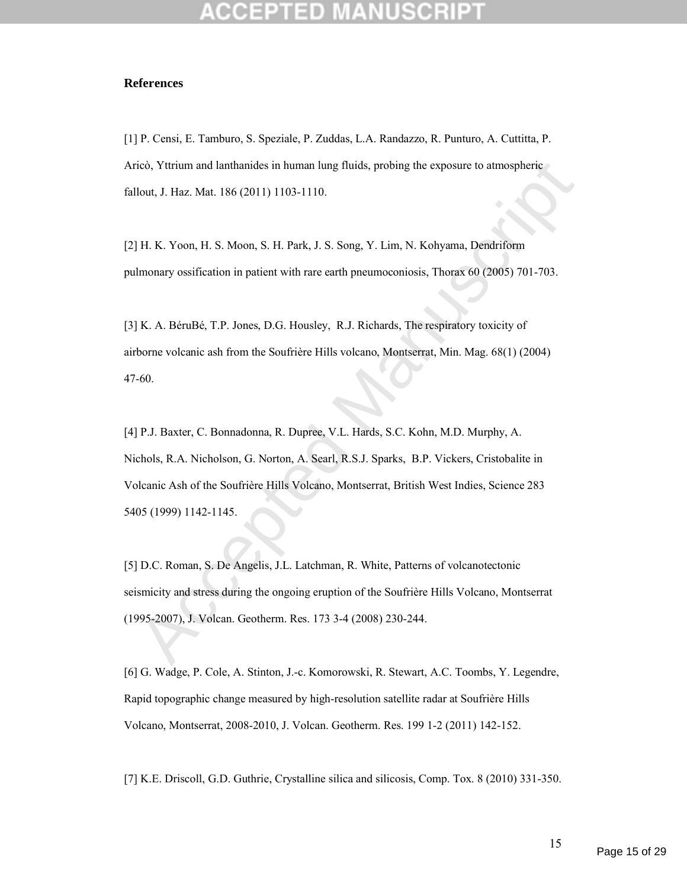**References**

[1] P. Censi, E. Tamburo, S. Speziale, P. Zuddas, L.A. Randazzo, R. Punturo, A. Cuttitta, P. Aricò, Yttrium and lanthanides in human lung fluids, probing the exposure to atmospheric fallout, J. Haz. Mat. 186 (2011) 1103-1110.

[2] H. K. Yoon, H. S. Moon, S. H. Park, J. S. Song, Y. Lim, N. Kohyama, Dendriform pulmonary ossification in patient with rare earth pneumoconiosis, Thorax 60 (2005) 701-703.

[3] K. A. BéruBé, T.P. Jones, D.G. Housley, R.J. Richards, The respiratory toxicity of airborne volcanic ash from the Soufrière Hills volcano, Montserrat, Min. Mag. 68(1) (2004) 47-60.

[4] P.J. Baxter, C. Bonnadonna, R. Dupree, V.L. Hards, S.C. Kohn, M.D. Murphy, A. Nichols, R.A. Nicholson, G. Norton, A. Searl, R.S.J. Sparks, B.P. Vickers, Cristobalite in Volcanic Ash of the Soufrière Hills Volcano, Montserrat, British West Indies, Science 283 5405 (1999) 1142-1145.

[5] D.C. Roman, S. De Angelis, J.L. Latchman, R. White, Patterns of volcanotectonic seismicity and stress during the ongoing eruption of the Soufrière Hills Volcano, Montserrat (1995-2007), J. Volcan. Geotherm. Res. 173 3-4 (2008) 230-244.

[6] G. Wadge, P. Cole, A. Stinton, J.-c. Komorowski, R. Stewart, A.C. Toombs, Y. Legendre, Rapid topographic change measured by high-resolution satellite radar at Soufrière Hills Volcano, Montserrat, 2008-2010, J. Volcan. Geotherm. Res. 199 1-2 (2011) 142-152.

[7] K.E. Driscoll, G.D. Guthrie, Crystalline silica and silicosis, Comp. Tox. 8 (2010) 331-350.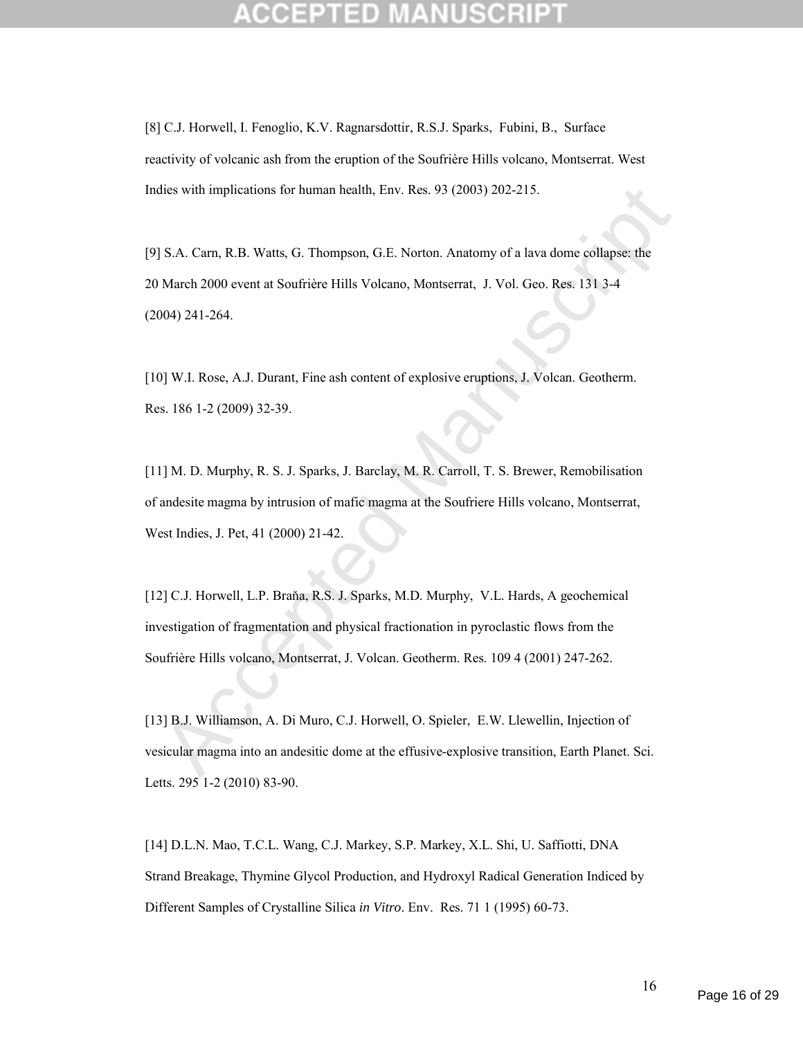[8] C.J. Horwell, I. Fenoglio, K.V. Ragnarsdottir, R.S.J. Sparks, Fubini, B., Surface reactivity of volcanic ash from the eruption of the Soufrière Hills volcano, Montserrat. West Indies with implications for human health, Env. Res. 93 (2003) 202-215.

[9] S.A. Carn, R.B. Watts, G. Thompson, G.E. Norton. Anatomy of a lava dome collapse: the 20 March 2000 event at Soufrière Hills Volcano, Montserrat, J. Vol. Geo. Res. 131 3-4 (2004) 241-264.

[10] W.I. Rose, A.J. Durant, Fine ash content of explosive eruptions, J. Volcan. Geotherm. Res. 186 1-2 (2009) 32-39.

[11] M. D. Murphy, R. S. J. Sparks, J. Barclay, M. R. Carroll, T. S. Brewer, Remobilisation of andesite magma by intrusion of mafic magma at the Soufriere Hills volcano, Montserrat, West Indies, J. Pet, 41 (2000) 21-42.

[12] C.J. Horwell, L.P. Braňa, R.S. J. Sparks, M.D. Murphy, V.L. Hards, A geochemical investigation of fragmentation and physical fractionation in pyroclastic flows from the Soufrière Hills volcano, Montserrat, J. Volcan. Geotherm. Res. 109 4 (2001) 247-262.

[13] B.J. Williamson, A. Di Muro, C.J. Horwell, O. Spieler, E.W. Llewellin, Injection of vesicular magma into an andesitic dome at the effusive-explosive transition, Earth Planet. Sci. Letts. 295 1-2 (2010) 83-90.

[14] D.L.N. Mao, T.C.L. Wang, C.J. Markey, S.P. Markey, X.L. Shi, U. Saffiotti, DNA Strand Breakage, Thymine Glycol Production, and Hydroxyl Radical Generation Indiced by Different Samples of Crystalline Silica *in Vitro*. Env. Res. 71 1 (1995) 60-73.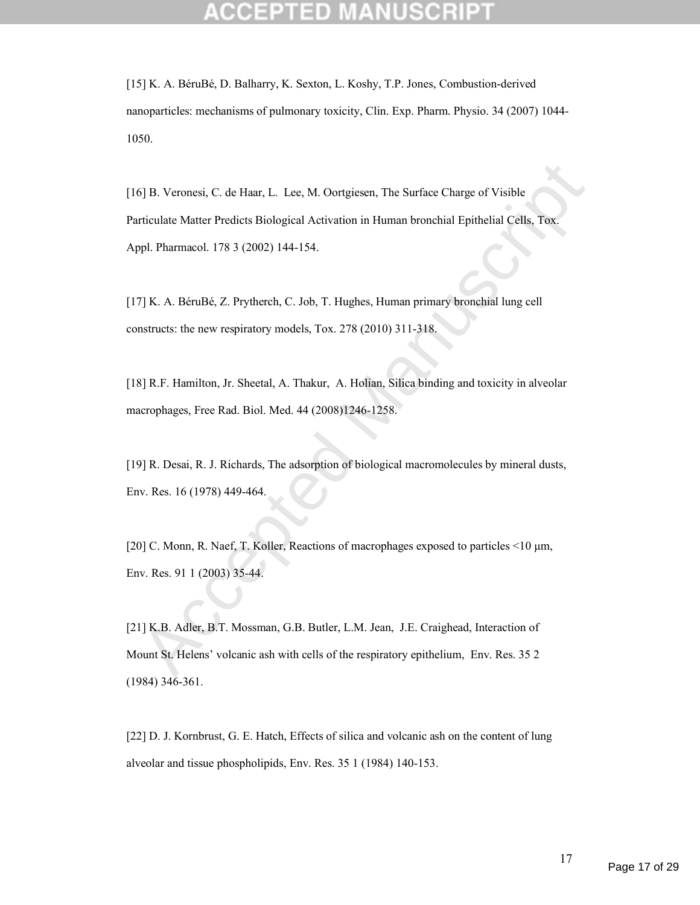[15] K. A. BéruBé, D. Balharry, K. Sexton, L. Koshy, T.P. Jones, Combustion-derived nanoparticles: mechanisms of pulmonary toxicity, Clin. Exp. Pharm. Physio. 34 (2007) 1044-1050.

[16] B. Veronesi, C. de Haar, L. Lee, M. Oortgiesen, The Surface Charge of Visible Particulate Matter Predicts Biological Activation in Human bronchial Epithelial Cells, Tox. Appl. Pharmacol. 178 3 (2002) 144-154.

[17] K. A. BéruBé, Z. Prytherch, C. Job, T. Hughes, Human primary bronchial lung cell constructs: the new respiratory models, Tox. 278 (2010) 311-318.

[18] R.F. Hamilton, Jr. Sheetal, A. Thakur, A. Holian, Silica binding and toxicity in alveolar macrophages, Free Rad. Biol. Med. 44 (2008)1246-1258.

[19] R. Desai, R. J. Richards, The adsorption of biological macromolecules by mineral dusts, Env. Res. 16 (1978) 449-464.

[20] C. Monn, R. Naef, T. Koller, Reactions of macrophages exposed to particles <10 μm, Env. Res. 91 1 (2003) 35-44.

[21] K.B. Adler, B.T. Mossman, G.B. Butler, L.M. Jean, J.E. Craighead, Interaction of Mount St. Helens' volcanic ash with cells of the respiratory epithelium, Env. Res. 35 2 (1984) 346-361.

[22] D. J. Kornbrust, G. E. Hatch, Effects of silica and volcanic ash on the content of lung alveolar and tissue phospholipids, Env. Res. 35 1 (1984) 140-153.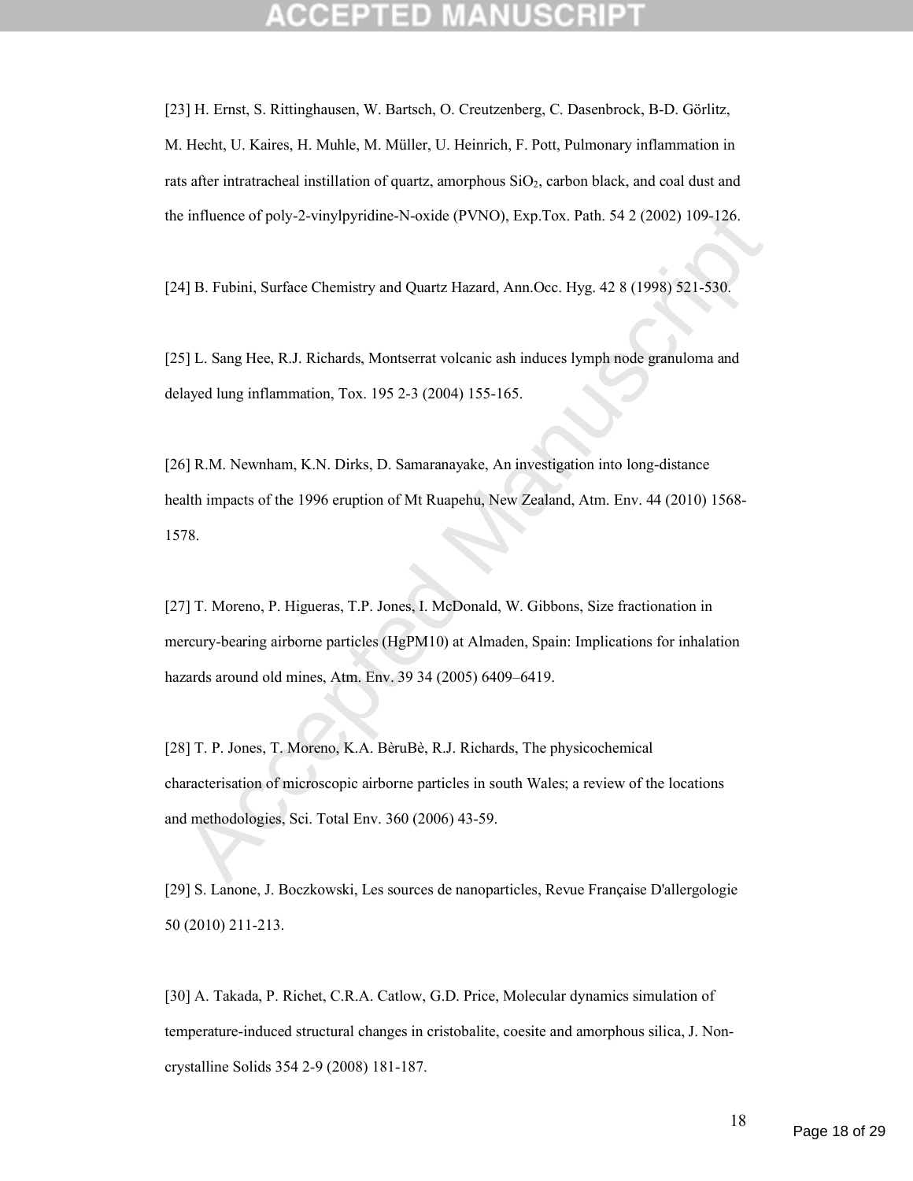[23] H. Ernst, S. Rittinghausen, W. Bartsch, O. Creutzenberg, C. Dasenbrock, B-D. Görlitz, M. Hecht, U. Kaires, H. Muhle, M. Müller, U. Heinrich, F. Pott, Pulmonary inflammation in rats after intratracheal instillation of quartz, amorphous $SiO_2$, carbon black, and coal dust and the influence of poly-2-vinylpyridine-N-oxide (PVNO), Exp.Tox. Path. 54 2 (2002) 109-126.

[24] B. Fubini, Surface Chemistry and Quartz Hazard, Ann.Occ. Hyg. 42 8 (1998) 521-530.

[25] L. Sang Hee, R.J. Richards, Montserrat volcanic ash induces lymph node granuloma and delayed lung inflammation, Tox. 195 2-3 (2004) 155-165.

[26] R.M. Newnham, K.N. Dirks, D. Samaranayake, An investigation into long-distance health impacts of the 1996 eruption of Mt Ruapehu, New Zealand, Atm. Env. 44 (2010) 1568-1578.

[27] T. Moreno, P. Higueras, T.P. Jones, I. McDonald, W. Gibbons, Size fractionation in mercury-bearing airborne particles (HgPM10) at Almaden, Spain: Implications for inhalation hazards around old mines, Atm. Env. 39 34 (2005) 6409–6419.

[28] T. P. Jones, T. Moreno, K.A. BèruBè, R.J. Richards, The physicochemical characterisation of microscopic airborne particles in south Wales; a review of the locations and methodologies, Sci. Total Env. 360 (2006) 43-59.

[29] S. Lanone, J. Boczkowski, Les sources de nanoparticles, Revue Française D'allergologie 50 (2010) 211-213.

[30] A. Takada, P. Richet, C.R.A. Catlow, G.D. Price, Molecular dynamics simulation of temperature-induced structural changes in cristobalite, coesite and amorphous silica, J. Non-crystalline Solids 354 2-9 (2008) 181-187.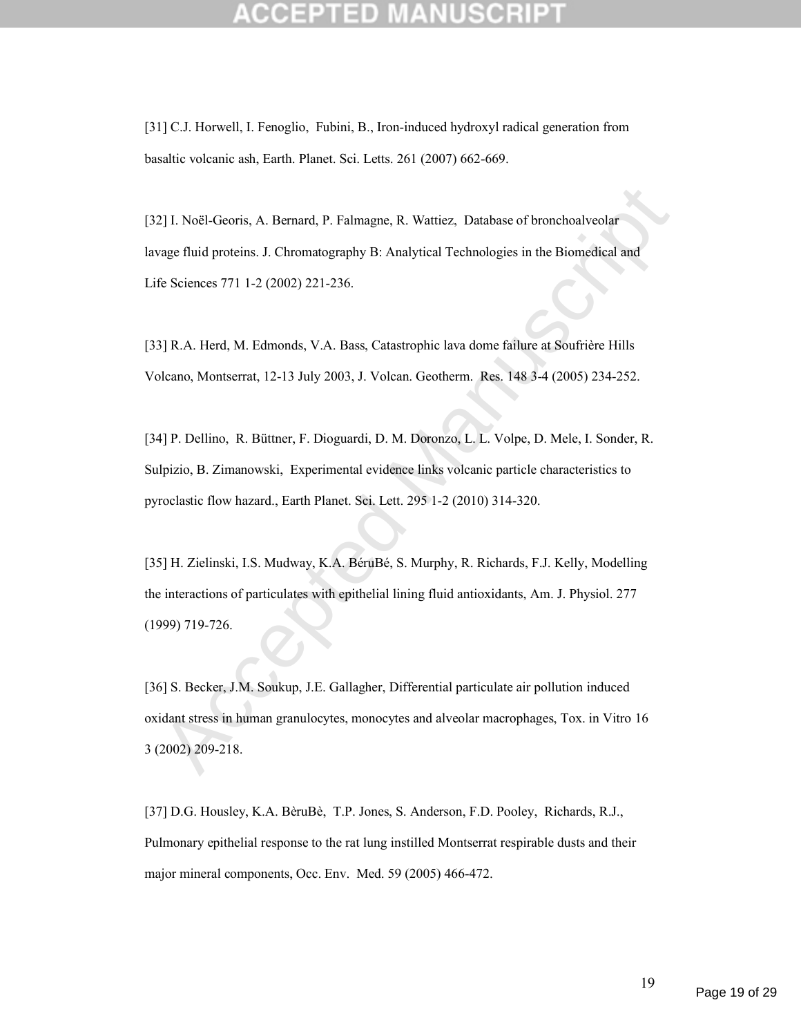[31] C.J. Horwell, I. Fenoglio, Fubini, B., Iron-induced hydroxyl radical generation from basaltic volcanic ash, Earth. Planet. Sci. Letts. 261 (2007) 662-669.

[32] I. Noël-Georis, A. Bernard, P. Falmagne, R. Wattiez, Database of bronchoalveolar lavage fluid proteins. J. Chromatography B: Analytical Technologies in the Biomedical and Life Sciences 771 1-2 (2002) 221-236.

[33] R.A. Herd, M. Edmonds, V.A. Bass, Catastrophic lava dome failure at Soufrière Hills Volcano, Montserrat, 12-13 July 2003, J. Volcan. Geotherm. Res. 148 3-4 (2005) 234-252.

[34] P. Dellino, R. Büttner, F. Dioguardi, D. M. Doronzo, L. L. Volpe, D. Mele, I. Sonder, R. Sulpizio, B. Zimanowski, Experimental evidence links volcanic particle characteristics to pyroclastic flow hazard., Earth Planet. Sci. Lett. 295 1-2 (2010) 314-320.

[35] H. Zielinski, I.S. Mudway, K.A. BéruBé, S. Murphy, R. Richards, F.J. Kelly, Modelling the interactions of particulates with epithelial lining fluid antioxidants, Am. J. Physiol. 277 (1999) 719-726.

[36] S. Becker, J.M. Soukup, J.E. Gallagher, Differential particulate air pollution induced oxidant stress in human granulocytes, monocytes and alveolar macrophages, Tox. in Vitro 16 3 (2002) 209-218.

[37] D.G. Housley, K.A. BèruBè, T.P. Jones, S. Anderson, F.D. Pooley, Richards, R.J., Pulmonary epithelial response to the rat lung instilled Montserrat respirable dusts and their major mineral components, Occ. Env. Med. 59 (2005) 466-472.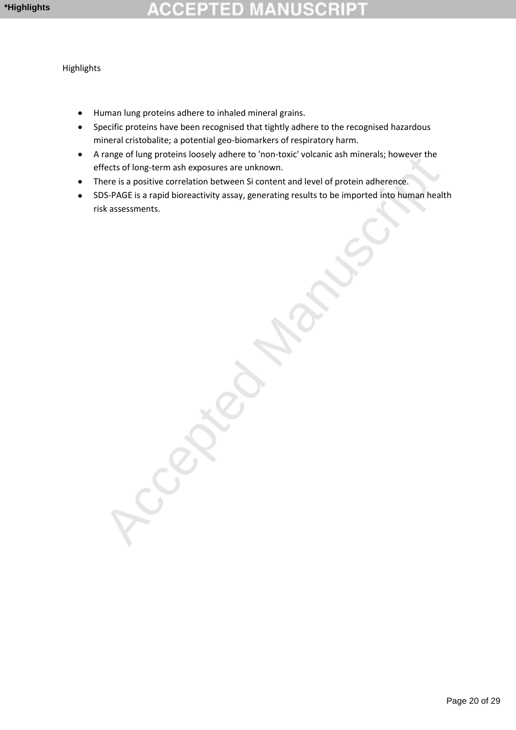Highlights

- Human lung proteins adhere to inhaled mineral grains.
- Specific proteins have been recognised that tightly adhere to the recognised hazardous mineral cristobalite; a potential geo-biomarkers of respiratory harm.
- A range of lung proteins loosely adhere to 'non-toxic' volcanic ash minerals; however the effects of long-term ash exposures are unknown.
- There is a positive correlation between Si content and level of protein adherence.
- SDS-PAGE is a rapid bioreactivity assay, generating results to be imported into human health risk assessments.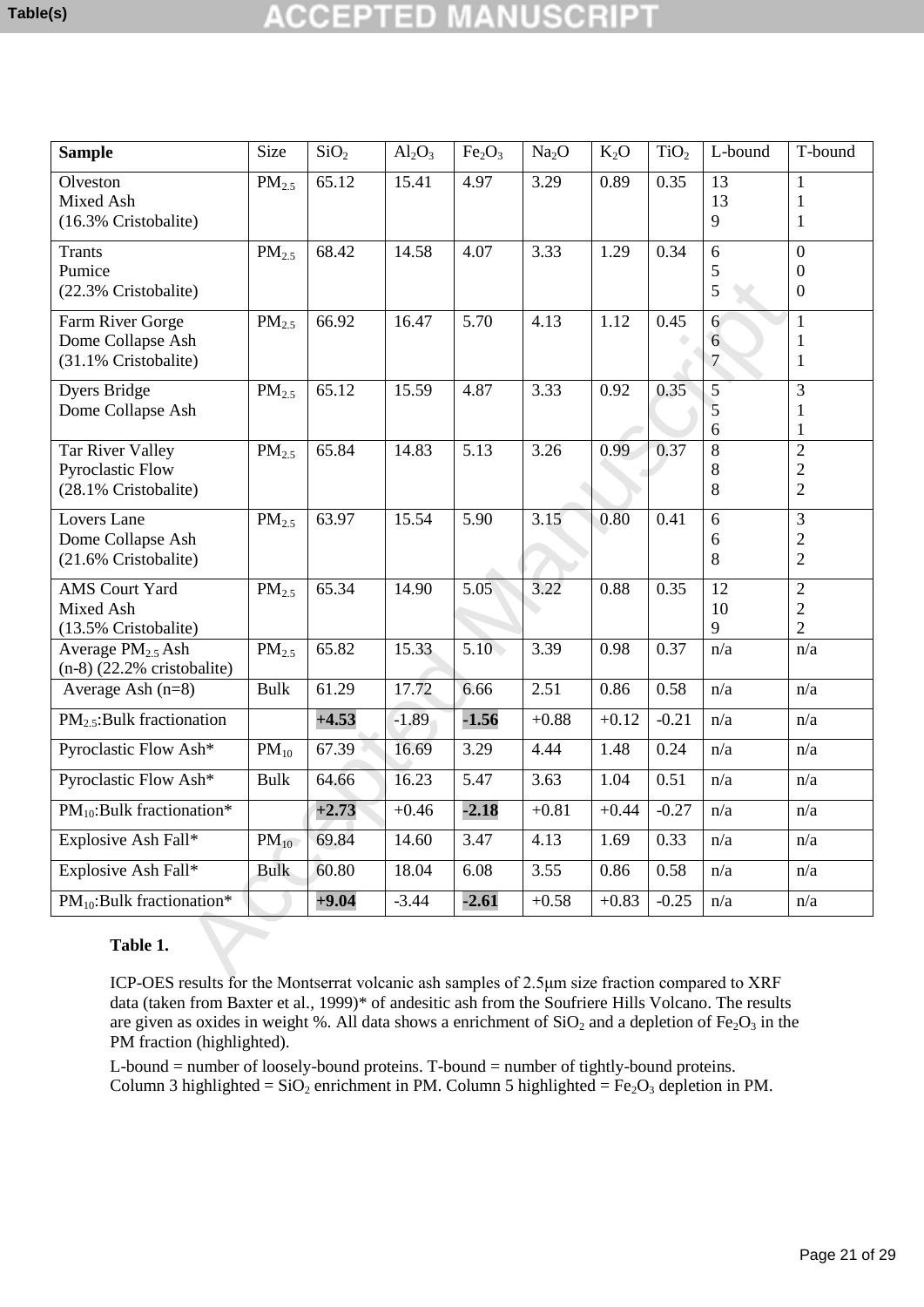| Sample | Size | $SiO_2$ | $Al_2O_3$ | $Fe_2O_3$ | $Na_2O$ | $K_2O$ | $TiO_2$ | L-bound | T-bound |
|---|---|---|---|---|---|---|---|---|---|
| Olveston Mixed Ash (16.3% Cristobalite) | $PM_{2.5}$ | 65.12 | 15.41 | 4.97 | 3.29 | 0.89 | 0.35 | 13 13 9 | 1 1 1 |
| Trants Pumice (22.3% Cristobalite) | $PM_{2.5}$ | 68.42 | 14.58 | 4.07 | 3.33 | 1.29 | 0.34 | 6 5 5 | 0 0 0 |
| Farm River Gorge Dome Collapse Ash (31.1% Cristobalite) | $PM_{2.5}$ | 66.92 | 16.47 | 5.70 | 4.13 | 1.12 | 0.45 | 6 6 7 | 1 1 1 |
| Dyers Bridge Dome Collapse Ash | $PM_{2.5}$ | 65.12 | 15.59 | 4.87 | 3.33 | 0.92 | 0.35 | 5 5 6 | 3 1 1 |
| Tar River Valley Pyroclastic Flow (28.1% Cristobalite) | $PM_{2.5}$ | 65.84 | 14.83 | 5.13 | 3.26 | 0.99 | 0.37 | 8 8 8 | 2 2 2 |
| Lovers Lane Dome Collapse Ash (21.6% Cristobalite) | $PM_{2.5}$ | 63.97 | 15.54 | 5.90 | 3.15 | 0.80 | 0.41 | 6 6 8 | 3 2 2 |
| AMS Court Yard Mixed Ash (13.5% Cristobalite) | $PM_{2.5}$ | 65.34 | 14.90 | 5.05 | 3.22 | 0.88 | 0.35 | 12 10 9 | 2 2 2 |
| Average $PM_{2.5}$ Ash (n-8) (22.2% cristobalite) | $PM_{2.5}$ | 65.82 | 15.33 | 5.10 | 3.39 | 0.98 | 0.37 | n/a | n/a |
| Average Ash (n=8) | Bulk | 61.29 | 17.72 | 6.66 | 2.51 | 0.86 | 0.58 | n/a | n/a |
| $PM_{2.5}$:Bulk fractionation | | **+4.53** | -1.89 | **-1.56** | +0.88 | +0.12 | -0.21 | n/a | n/a |
| Pyroclastic Flow Ash* | $PM_{10}$ | 67.39 | 16.69 | 3.29 | 4.44 | 1.48 | 0.24 | n/a | n/a |
| Pyroclastic Flow Ash* | Bulk | 64.66 | 16.23 | 5.47 | 3.63 | 1.04 | 0.51 | n/a | n/a |
| $PM_{10}$:Bulk fractionation* | | **+2.73** | +0.46 | **-2.18** | +0.81 | +0.44 | -0.27 | n/a | n/a |
| Explosive Ash Fall* | $PM_{10}$ | 69.84 | 14.60 | 3.47 | 4.13 | 1.69 | 0.33 | n/a | n/a |
| Explosive Ash Fall* | Bulk | 60.80 | 18.04 | 6.08 | 3.55 | 0.86 | 0.58 | n/a | n/a |
| $PM_{10}$:Bulk fractionation* | | **+9.04** | -3.44 | **-2.61** | +0.58 | +0.83 | -0.25 | n/a | n/a |

**Table 1.**

ICP-OES results for the Montserrat volcanic ash samples of 2.5μm size fraction compared to XRF data (taken from Baxter et al., 1999)* of andesitic ash from the Soufriere Hills Volcano. The results are given as oxides in weight %. All data shows a enrichment of $SiO_2$ and a depletion of $Fe_2O_3$ in the PM fraction (highlighted).

L-bound = number of loosely-bound proteins. T-bound = number of tightly-bound proteins. Column 3 highlighted = $SiO_2$ enrichment in PM. Column 5 highlighted = $Fe_2O_3$ depletion in PM.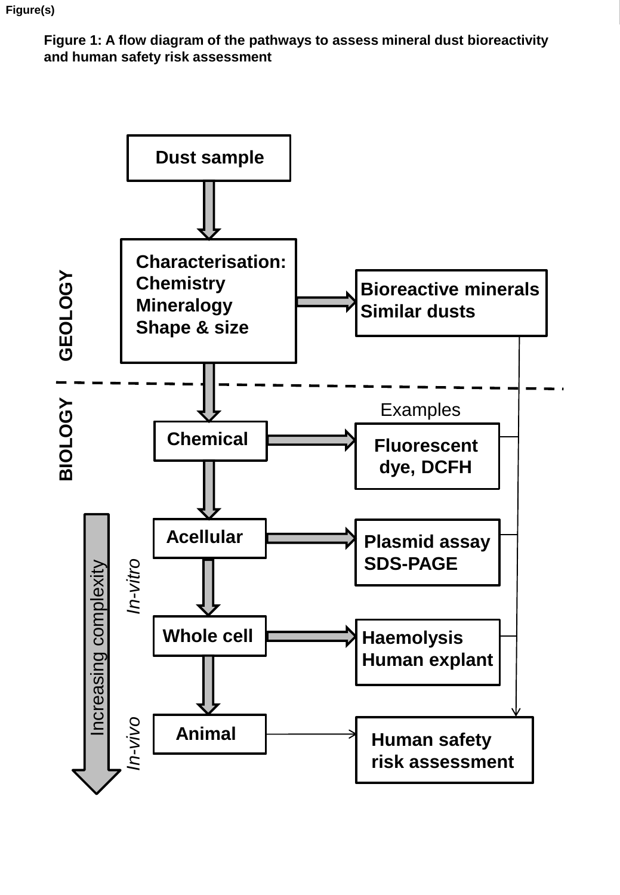Figure(s)

**Figure 1: A flow diagram of the pathways to assess mineral dust bioreactivity and human safety risk assessment**

**Dust sample**

↓

GEOLOGY

**Characterisation:**
**Chemistry**
**Mineralogy**
**Shape & size**

→ **Bioreactive minerals**
**Similar dusts**

---

BIOLOGY

Examples

**Chemical** → **Fluorescent dye, DCFH**

↓

*In-vitro*

**Acellular** → **Plasmid assay**
**SDS-PAGE**

↓

**Whole cell** → **Haemolysis**
**Human explant**

↓

*In-vivo*

**Animal** → **Human safety risk assessment**

Increasing complexity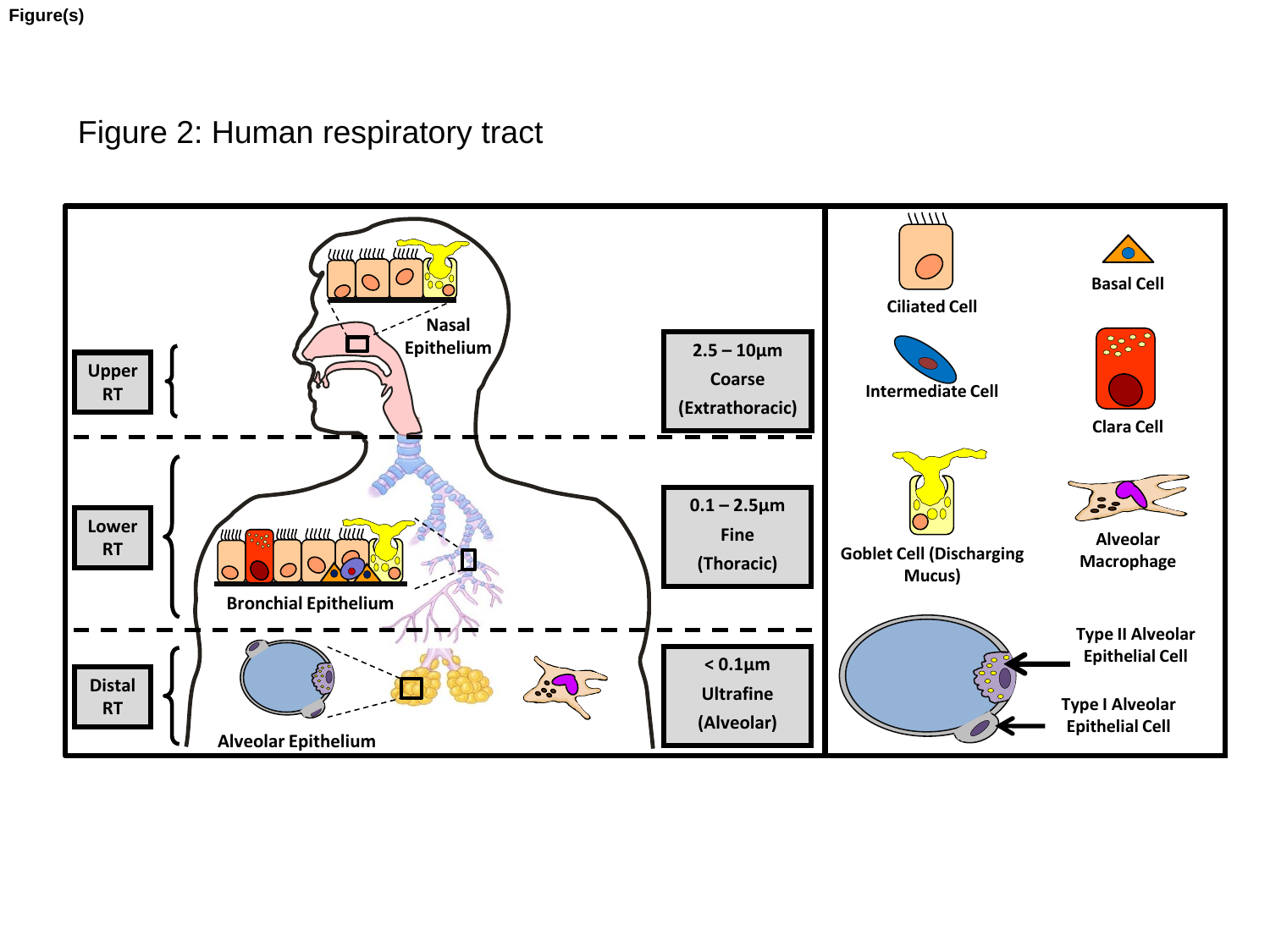Figure(s)

Figure 2: Human respiratory tract

| | | |
|---|---|---|
| Upper RT | Nasal Epithelium | 2.5 – 10μm Coarse (Extrathoracic) |
| Lower RT | Bronchial Epithelium | 0.1 – 2.5μm Fine (Thoracic) |
| Distal RT | Alveolar Epithelium | < 0.1μm Ultrafine (Alveolar) |

Ciliated Cell

Basal Cell

Intermediate Cell

Clara Cell

Goblet Cell (Discharging Mucus)

Alveolar Macrophage

Type II Alveolar Epithelial Cell

Type I Alveolar Epithelial Cell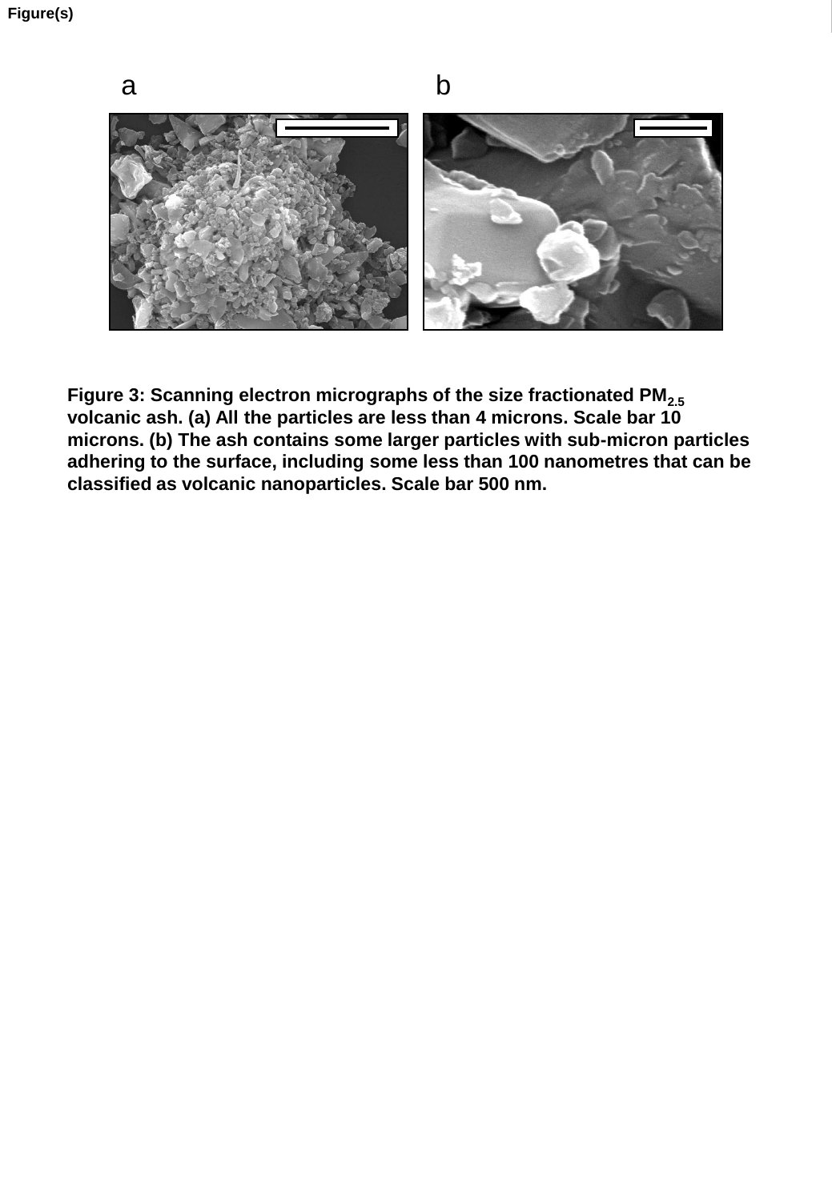**Figure 3: Scanning electron micrographs of the size fractionated $PM_{2.5}$ volcanic ash. (a) All the particles are less than 4 microns. Scale bar 10 microns. (b) The ash contains some larger particles with sub-micron particles adhering to the surface, including some less than 100 nanometres that can be classified as volcanic nanoparticles. Scale bar 500 nm.**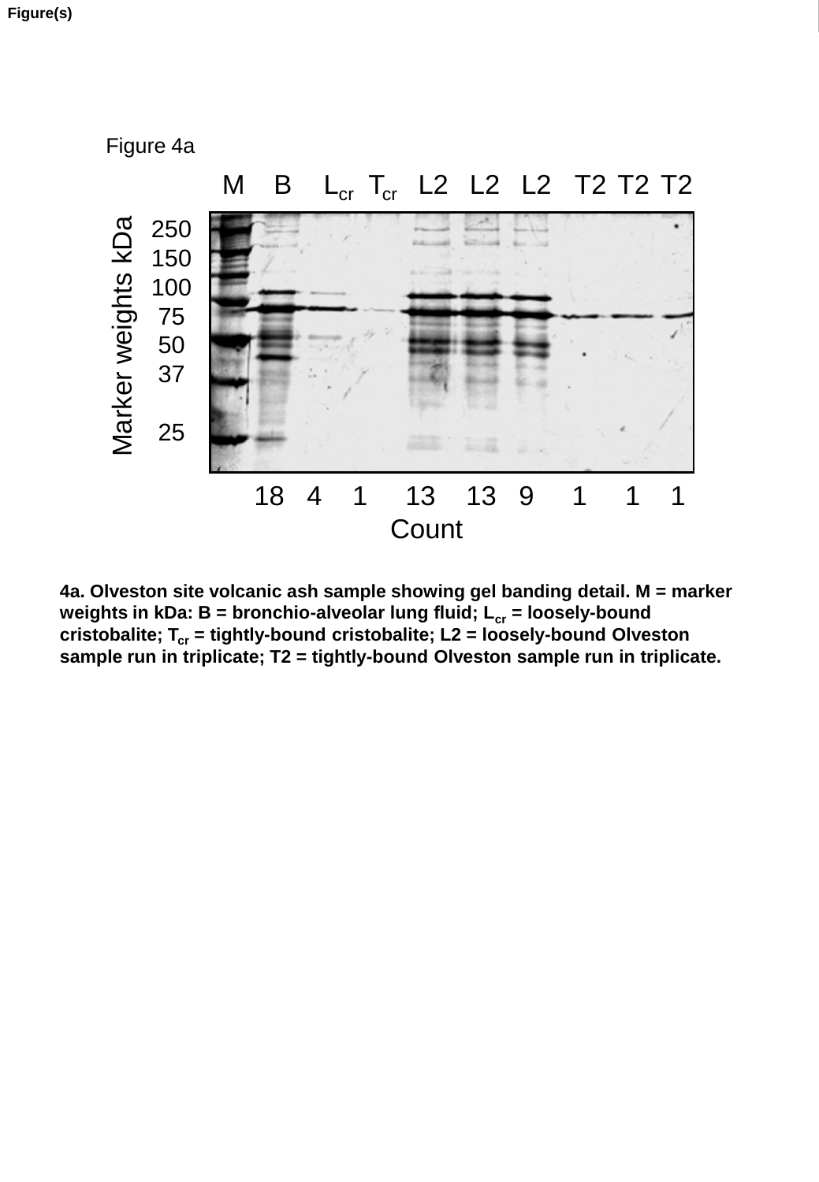Figure(s)

Figure 4a

4a. Olveston site volcanic ash sample showing gel banding detail. M = marker weights in kDa: B = bronchio-alveolar lung fluid; $L_{cr}$ = loosely-bound cristobalite; $T_{cr}$ = tightly-bound cristobalite; L2 = loosely-bound Olveston sample run in triplicate; T2 = tightly-bound Olveston sample run in triplicate.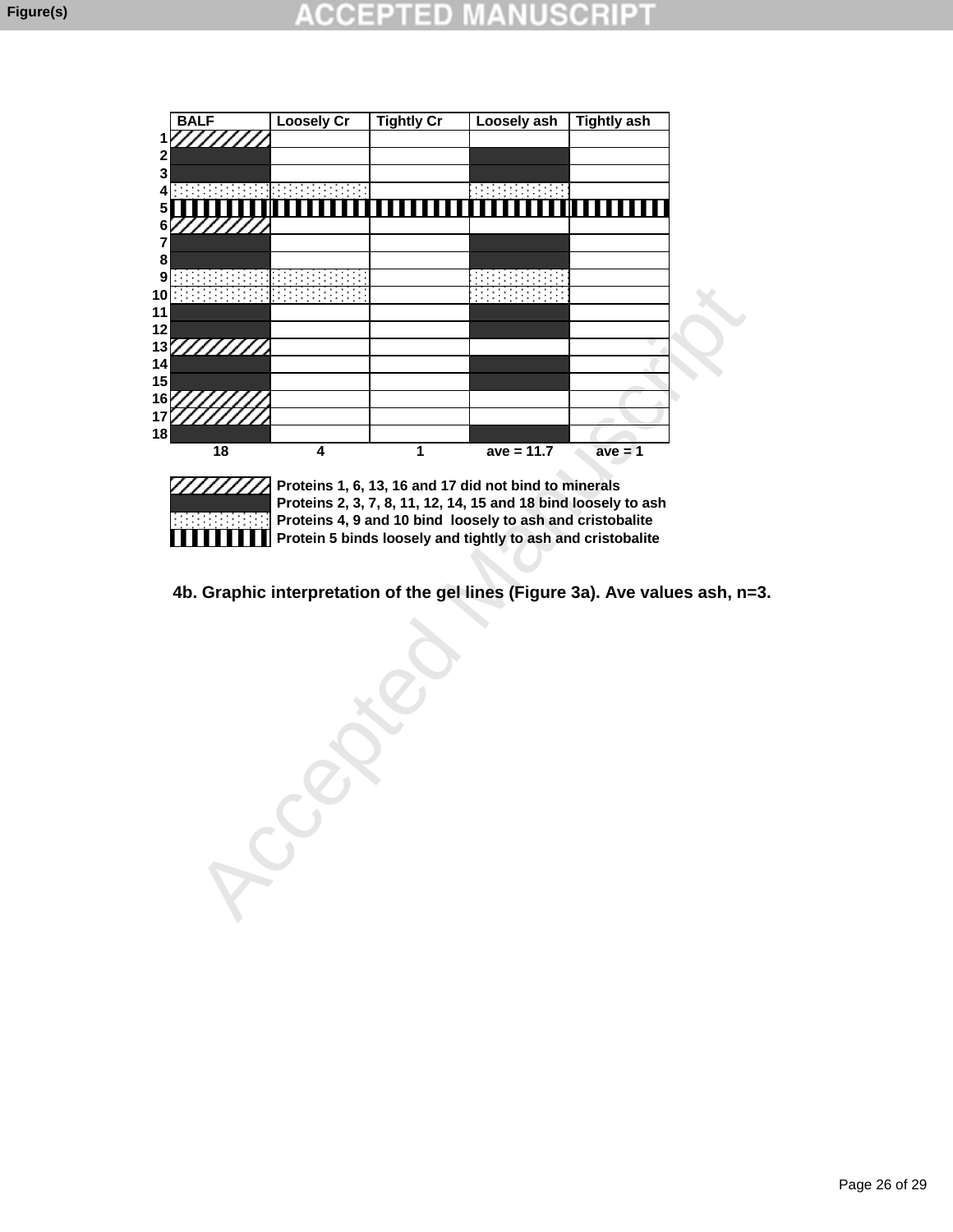| | BALF | Loosely Cr | Tightly Cr | Loosely ash | Tightly ash |
|---|---|---|---|---|---|
| 1 | Did not bind | | | | |
| 2 | Binds loosely to ash | | | Binds loosely to ash | |
| 3 | Binds loosely to ash | | | Binds loosely to ash | |
| 4 | Binds loosely to ash and cristobalite | Binds loosely to ash and cristobalite | | Binds loosely to ash and cristobalite | |
| 5 | Binds loosely and tightly | Binds loosely and tightly | Binds loosely and tightly | Binds loosely and tightly | Binds loosely and tightly |
| 6 | Did not bind | | | | |
| 7 | Binds loosely to ash | | | Binds loosely to ash | |
| 8 | Binds loosely to ash | | | Binds loosely to ash | |
| 9 | Binds loosely to ash and cristobalite | Binds loosely to ash and cristobalite | | Binds loosely to ash and cristobalite | |
| 10 | Binds loosely to ash and cristobalite | Binds loosely to ash and cristobalite | | Binds loosely to ash and cristobalite | |
| 11 | Binds loosely to ash | | | Binds loosely to ash | |
| 12 | Binds loosely to ash | | | Binds loosely to ash | |
| 13 | Did not bind | | | | |
| 14 | Binds loosely to ash | | | Binds loosely to ash | |
| 15 | Binds loosely to ash | | | Binds loosely to ash | |
| 16 | Did not bind | | | | |
| 17 | Did not bind | | | | |
| 18 | Binds loosely to ash | | | Binds loosely to ash | |
| | 18 | 4 | 1 | ave = 11.7 | ave = 1 |

- Proteins 1, 6, 13, 16 and 17 did not bind to minerals
- Proteins 2, 3, 7, 8, 11, 12, 14, 15 and 18 bind loosely to ash
- Proteins 4, 9 and 10 bind loosely to ash and cristobalite
- Protein 5 binds loosely and tightly to ash and cristobalite

4b. Graphic interpretation of the gel lines (Figure 3a). Ave values ash, n=3.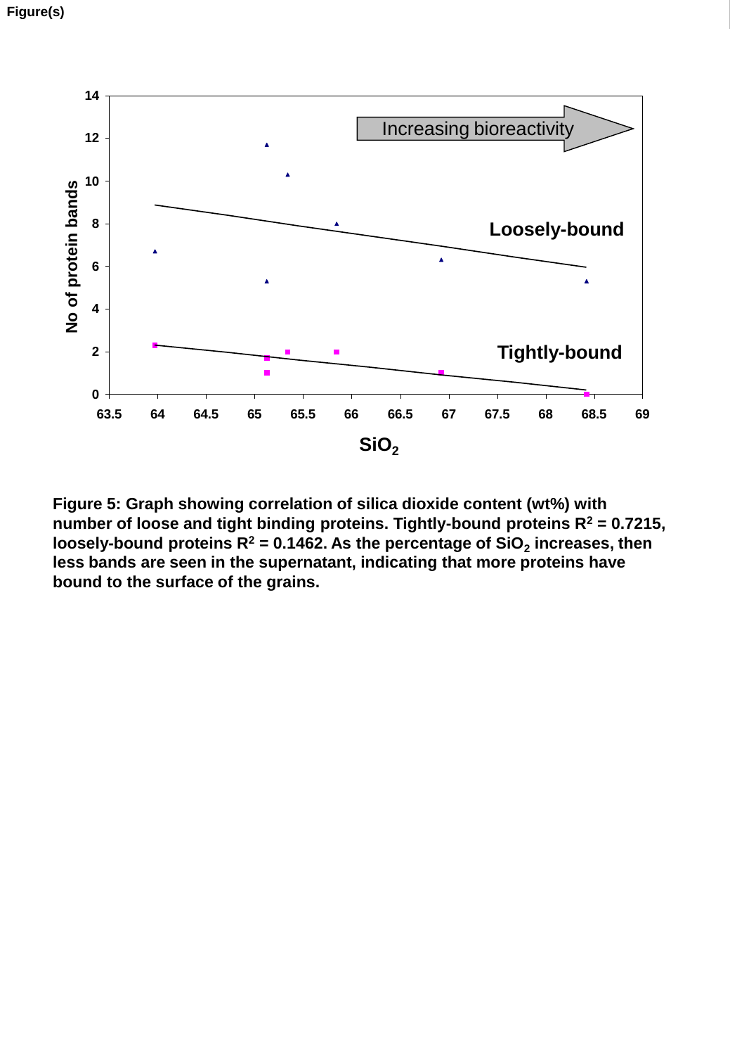Figure 5: Graph showing correlation of silica dioxide content (wt%) with number of loose and tight binding proteins. Tightly-bound proteins $R^2 = 0.7215$, loosely-bound proteins $R^2 = 0.1462$. As the percentage of $SiO_2$ increases, then less bands are seen in the supernatant, indicating that more proteins have bound to the surface of the grains.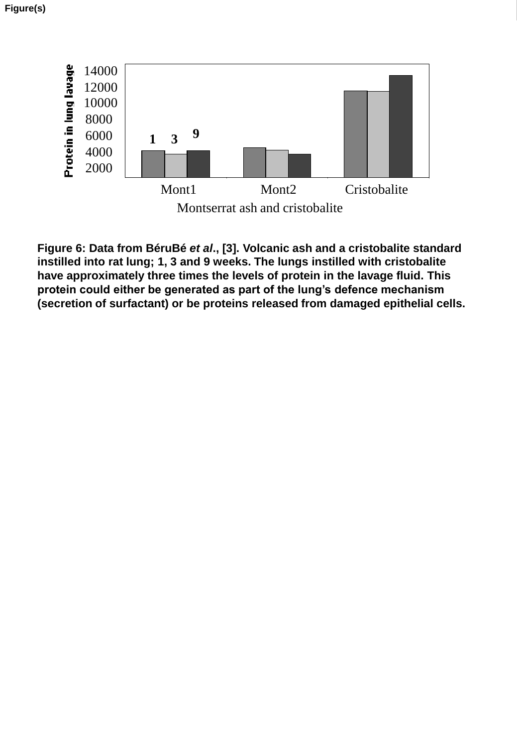Figure(s)

Figure 6: Data from BéruBé *et al*., [3]. Volcanic ash and a cristobalite standard instilled into rat lung; 1, 3 and 9 weeks. The lungs instilled with cristobalite have approximately three times the levels of protein in the lavage fluid. This protein could either be generated as part of the lung's defence mechanism (secretion of surfactant) or be proteins released from damaged epithelial cells.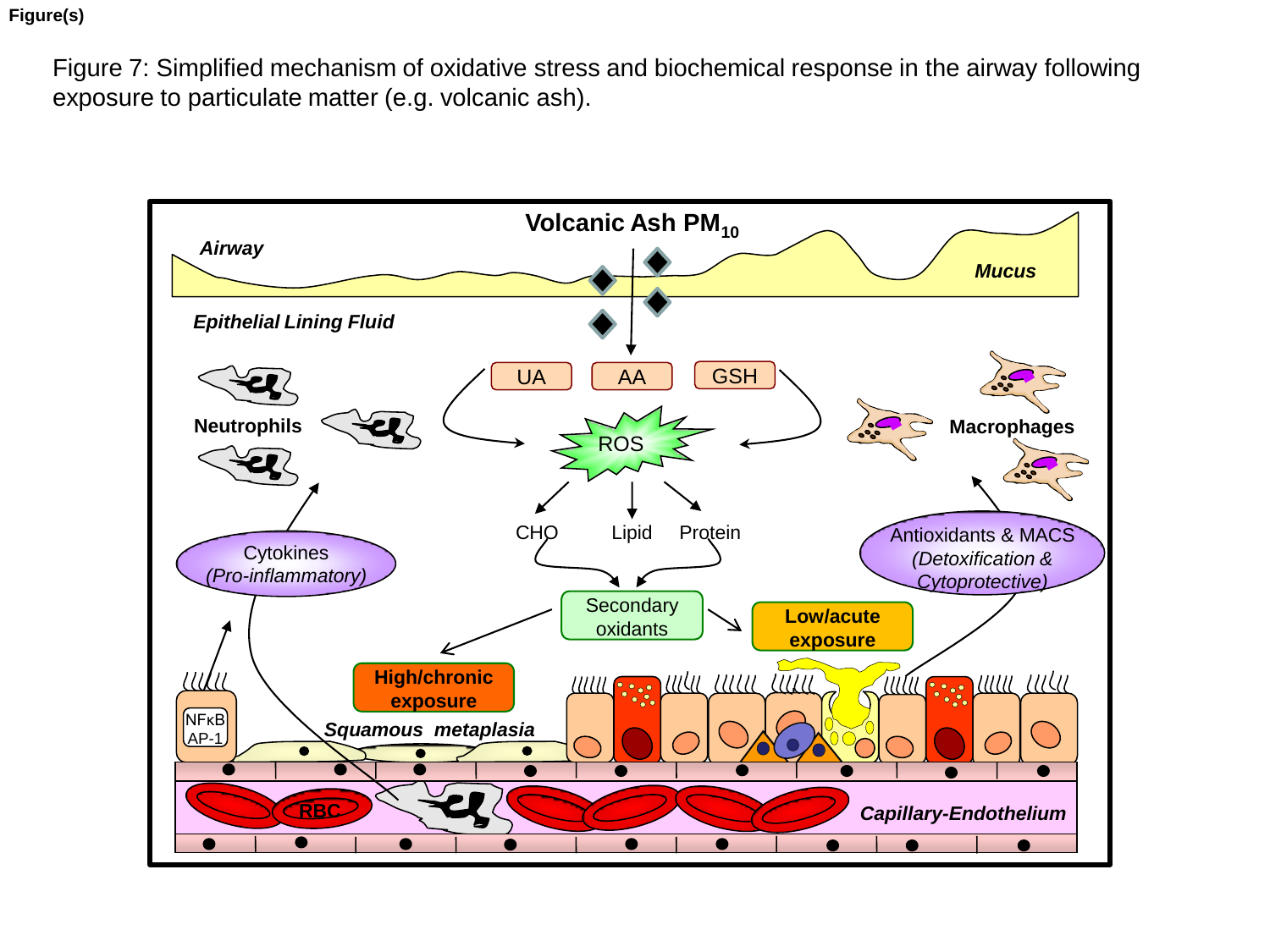Figure(s)

Figure 7: Simplified mechanism of oxidative stress and biochemical response in the airway following exposure to particulate matter (e.g. volcanic ash).

Volcanic Ash $PM_{10}$

Airway

Mucus

Epithelial Lining Fluid

UA

AA

GSH

Neutrophils

ROS

Macrophages

CHO

Lipid

Protein

Cytokines
(Pro-inflammatory)

Antioxidants & MACS
(Detoxification & Cytoprotective)

Secondary oxidants

Low/acute exposure

High/chronic exposure

NFκB
AP-1

Squamous metaplasia

RBC

Capillary-Endothelium